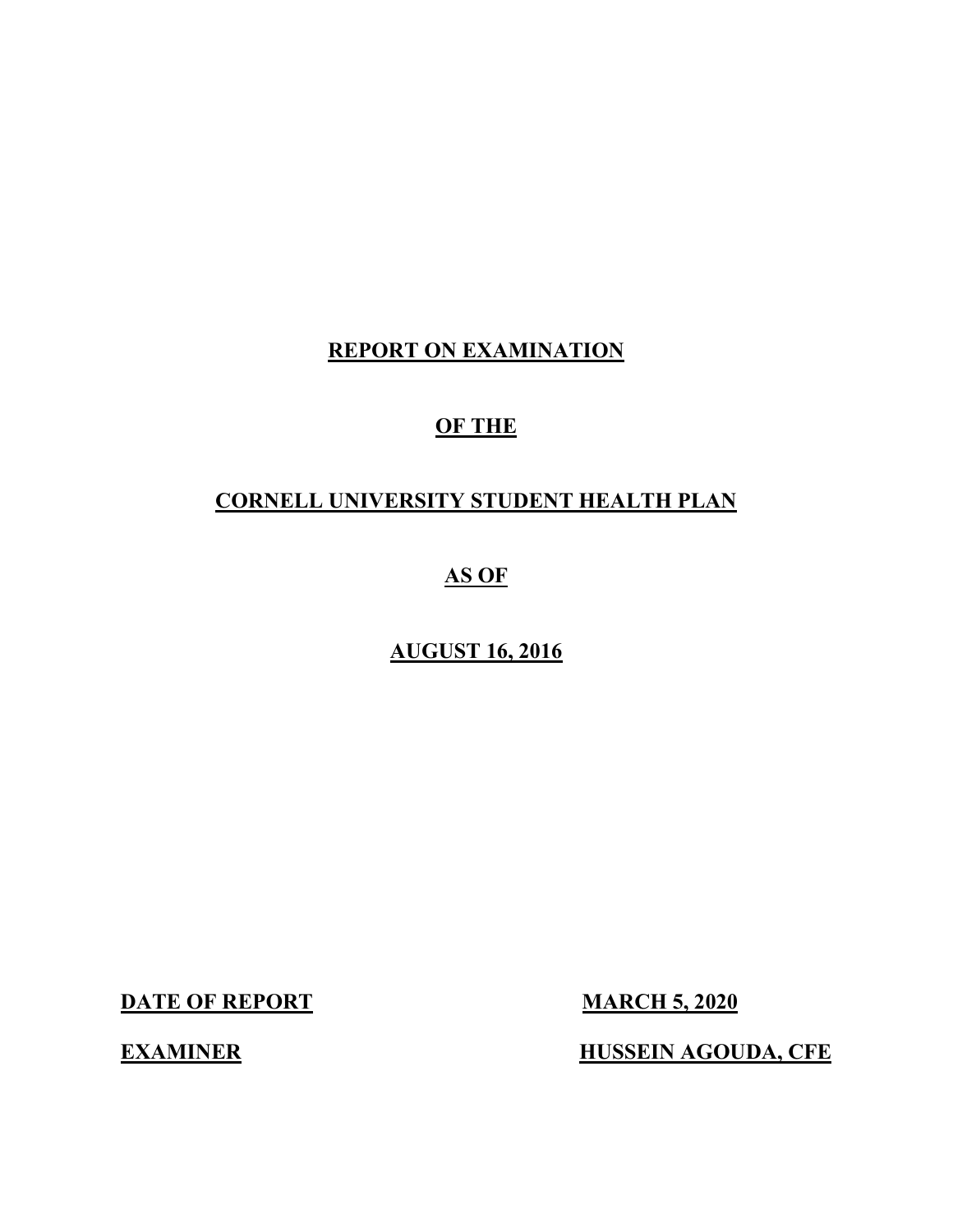# REPORT ON EXAMINATION

# OF THE

# CORNELL UNIVERSITY STUDENT HEALTH PLAN

# AS OF

# AUGUST 16, 2016

**DATE OF REPORT** **MARCH 5, 2020**

**EXAMINER** **HUSSEIN AGOUDA, CFE**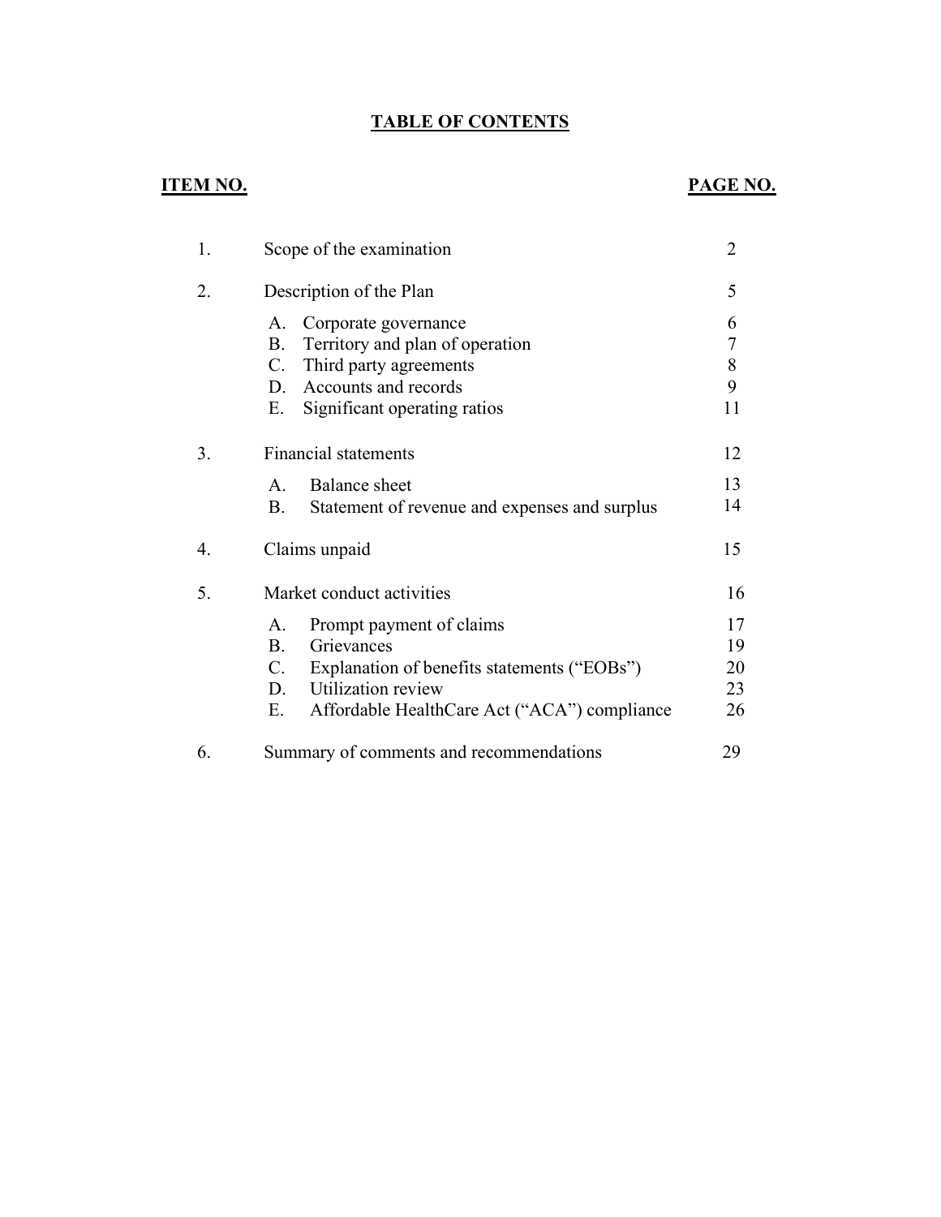# TABLE OF CONTENTS

| ITEM NO. | | PAGE NO. |
|---|---|---|
| 1. | Scope of the examination | 2 |
| 2. | Description of the Plan | 5 |
| | A. Corporate governance | 6 |
| | B. Territory and plan of operation | 7 |
| | C. Third party agreements | 8 |
| | D. Accounts and records | 9 |
| | E. Significant operating ratios | 11 |
| 3. | Financial statements | 12 |
| | A. Balance sheet | 13 |
| | B. Statement of revenue and expenses and surplus | 14 |
| 4. | Claims unpaid | 15 |
| 5. | Market conduct activities | 16 |
| | A. Prompt payment of claims | 17 |
| | B. Grievances | 19 |
| | C. Explanation of benefits statements ("EOBs") | 20 |
| | D. Utilization review | 23 |
| | E. Affordable HealthCare Act ("ACA") compliance | 26 |
| 6. | Summary of comments and recommendations | 29 |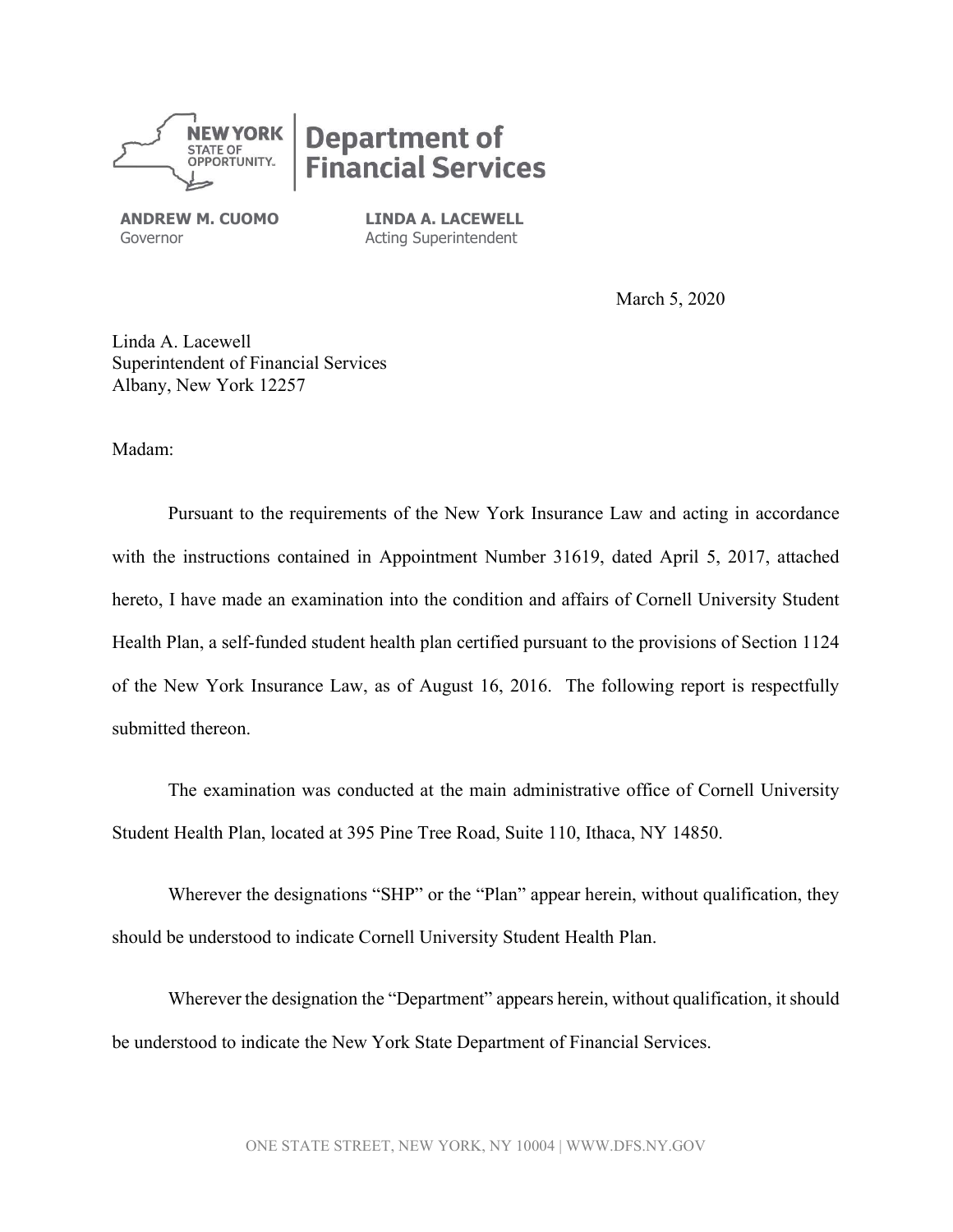**NEW YORK** STATE OF OPPORTUNITY. | **Department of Financial Services**

**ANDREW M. CUOMO**
Governor

**LINDA A. LACEWELL**
Acting Superintendent

March 5, 2020

Linda A. Lacewell
Superintendent of Financial Services
Albany, New York 12257

Madam:

Pursuant to the requirements of the New York Insurance Law and acting in accordance with the instructions contained in Appointment Number 31619, dated April 5, 2017, attached hereto, I have made an examination into the condition and affairs of Cornell University Student Health Plan, a self-funded student health plan certified pursuant to the provisions of Section 1124 of the New York Insurance Law, as of August 16, 2016. The following report is respectfully submitted thereon.

The examination was conducted at the main administrative office of Cornell University Student Health Plan, located at 395 Pine Tree Road, Suite 110, Ithaca, NY 14850.

Wherever the designations "SHP" or the "Plan" appear herein, without qualification, they should be understood to indicate Cornell University Student Health Plan.

Wherever the designation the "Department" appears herein, without qualification, it should be understood to indicate the New York State Department of Financial Services.

ONE STATE STREET, NEW YORK, NY 10004 | WWW.DFS.NY.GOV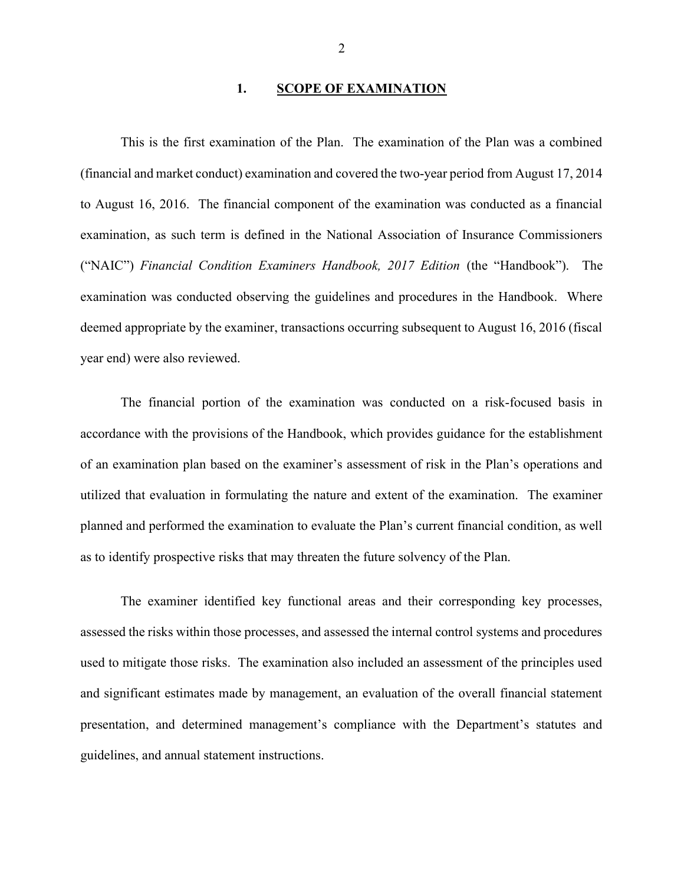## 1. SCOPE OF EXAMINATION

This is the first examination of the Plan. The examination of the Plan was a combined (financial and market conduct) examination and covered the two-year period from August 17, 2014 to August 16, 2016. The financial component of the examination was conducted as a financial examination, as such term is defined in the National Association of Insurance Commissioners ("NAIC") *Financial Condition Examiners Handbook, 2017 Edition* (the "Handbook"). The examination was conducted observing the guidelines and procedures in the Handbook. Where deemed appropriate by the examiner, transactions occurring subsequent to August 16, 2016 (fiscal year end) were also reviewed.

The financial portion of the examination was conducted on a risk-focused basis in accordance with the provisions of the Handbook, which provides guidance for the establishment of an examination plan based on the examiner's assessment of risk in the Plan's operations and utilized that evaluation in formulating the nature and extent of the examination. The examiner planned and performed the examination to evaluate the Plan's current financial condition, as well as to identify prospective risks that may threaten the future solvency of the Plan.

The examiner identified key functional areas and their corresponding key processes, assessed the risks within those processes, and assessed the internal control systems and procedures used to mitigate those risks. The examination also included an assessment of the principles used and significant estimates made by management, an evaluation of the overall financial statement presentation, and determined management's compliance with the Department's statutes and guidelines, and annual statement instructions.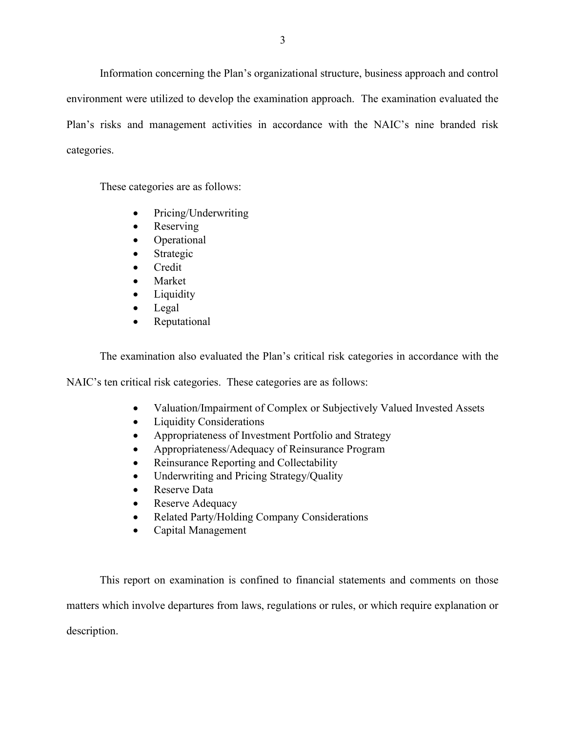Information concerning the Plan's organizational structure, business approach and control environment were utilized to develop the examination approach. The examination evaluated the Plan's risks and management activities in accordance with the NAIC's nine branded risk categories.

These categories are as follows:

- Pricing/Underwriting
- Reserving
- Operational
- Strategic
- Credit
- Market
- Liquidity
- Legal
- Reputational

The examination also evaluated the Plan's critical risk categories in accordance with the NAIC's ten critical risk categories. These categories are as follows:

- Valuation/Impairment of Complex or Subjectively Valued Invested Assets
- Liquidity Considerations
- Appropriateness of Investment Portfolio and Strategy
- Appropriateness/Adequacy of Reinsurance Program
- Reinsurance Reporting and Collectability
- Underwriting and Pricing Strategy/Quality
- Reserve Data
- Reserve Adequacy
- Related Party/Holding Company Considerations
- Capital Management

This report on examination is confined to financial statements and comments on those matters which involve departures from laws, regulations or rules, or which require explanation or description.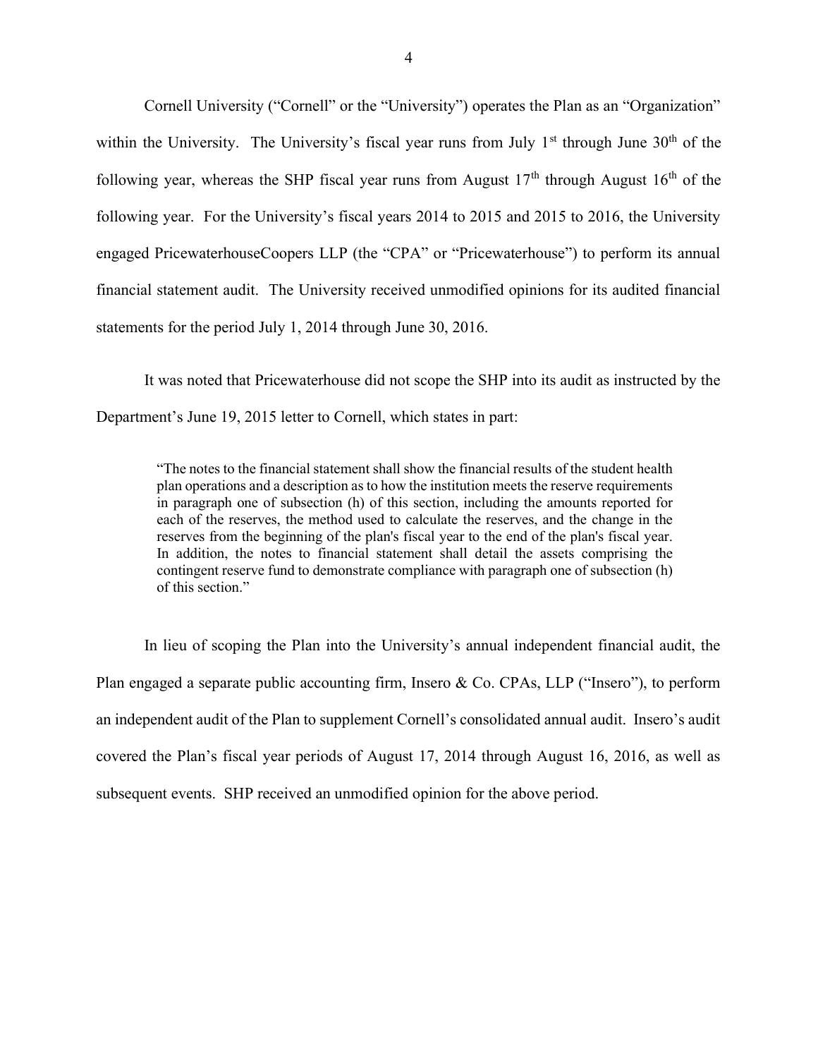Cornell University ("Cornell" or the "University") operates the Plan as an "Organization" within the University. The University's fiscal year runs from July 1st through June 30th of the following year, whereas the SHP fiscal year runs from August 17th through August 16th of the following year. For the University's fiscal years 2014 to 2015 and 2015 to 2016, the University engaged PricewaterhouseCoopers LLP (the "CPA" or "Pricewaterhouse") to perform its annual financial statement audit. The University received unmodified opinions for its audited financial statements for the period July 1, 2014 through June 30, 2016.

It was noted that Pricewaterhouse did not scope the SHP into its audit as instructed by the Department's June 19, 2015 letter to Cornell, which states in part:

> "The notes to the financial statement shall show the financial results of the student health plan operations and a description as to how the institution meets the reserve requirements in paragraph one of subsection (h) of this section, including the amounts reported for each of the reserves, the method used to calculate the reserves, and the change in the reserves from the beginning of the plan's fiscal year to the end of the plan's fiscal year. In addition, the notes to financial statement shall detail the assets comprising the contingent reserve fund to demonstrate compliance with paragraph one of subsection (h) of this section."

In lieu of scoping the Plan into the University's annual independent financial audit, the Plan engaged a separate public accounting firm, Insero & Co. CPAs, LLP ("Insero"), to perform an independent audit of the Plan to supplement Cornell's consolidated annual audit. Insero's audit covered the Plan's fiscal year periods of August 17, 2014 through August 16, 2016, as well as subsequent events. SHP received an unmodified opinion for the above period.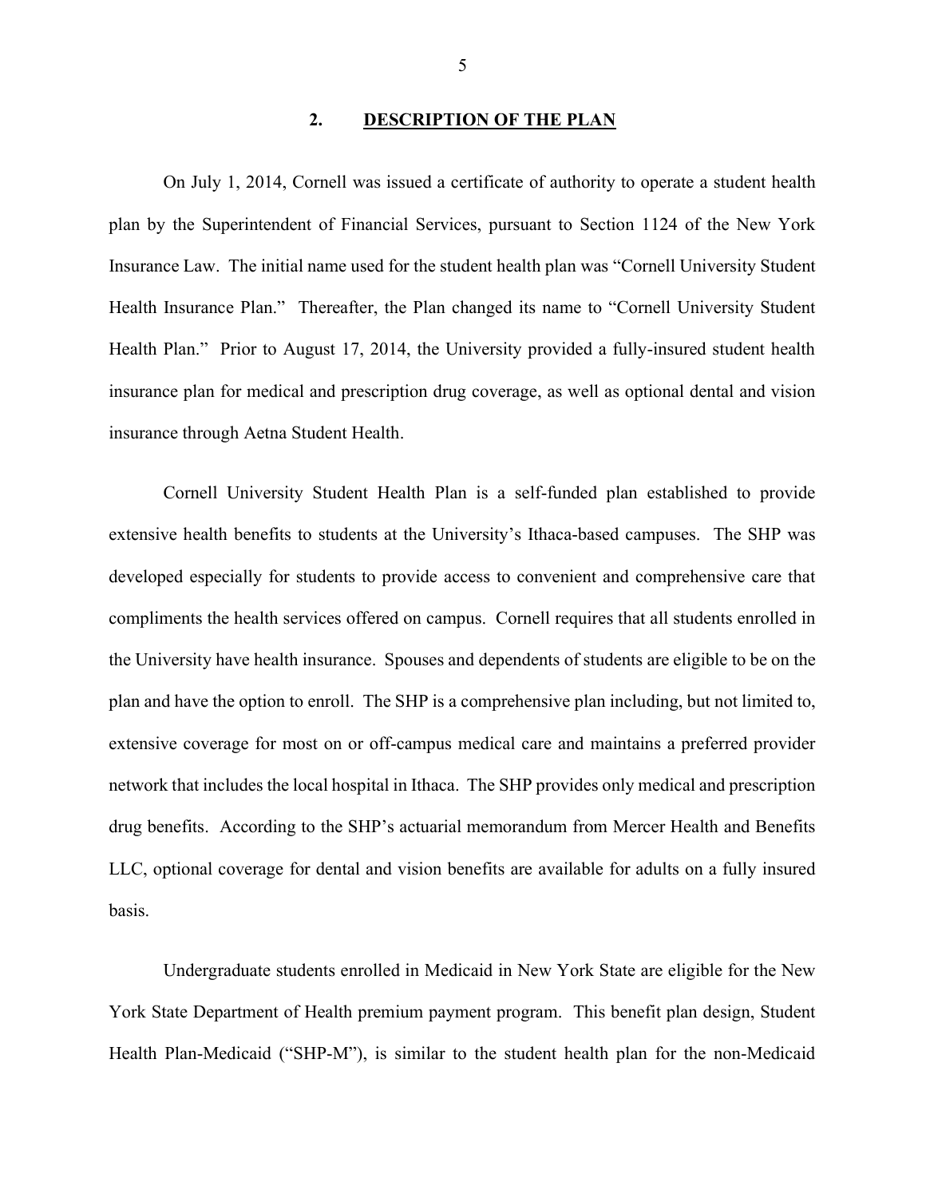## 2. DESCRIPTION OF THE PLAN

On July 1, 2014, Cornell was issued a certificate of authority to operate a student health plan by the Superintendent of Financial Services, pursuant to Section 1124 of the New York Insurance Law. The initial name used for the student health plan was "Cornell University Student Health Insurance Plan." Thereafter, the Plan changed its name to "Cornell University Student Health Plan." Prior to August 17, 2014, the University provided a fully-insured student health insurance plan for medical and prescription drug coverage, as well as optional dental and vision insurance through Aetna Student Health.

Cornell University Student Health Plan is a self-funded plan established to provide extensive health benefits to students at the University's Ithaca-based campuses. The SHP was developed especially for students to provide access to convenient and comprehensive care that compliments the health services offered on campus. Cornell requires that all students enrolled in the University have health insurance. Spouses and dependents of students are eligible to be on the plan and have the option to enroll. The SHP is a comprehensive plan including, but not limited to, extensive coverage for most on or off-campus medical care and maintains a preferred provider network that includes the local hospital in Ithaca. The SHP provides only medical and prescription drug benefits. According to the SHP's actuarial memorandum from Mercer Health and Benefits LLC, optional coverage for dental and vision benefits are available for adults on a fully insured basis.

Undergraduate students enrolled in Medicaid in New York State are eligible for the New York State Department of Health premium payment program. This benefit plan design, Student Health Plan-Medicaid ("SHP-M"), is similar to the student health plan for the non-Medicaid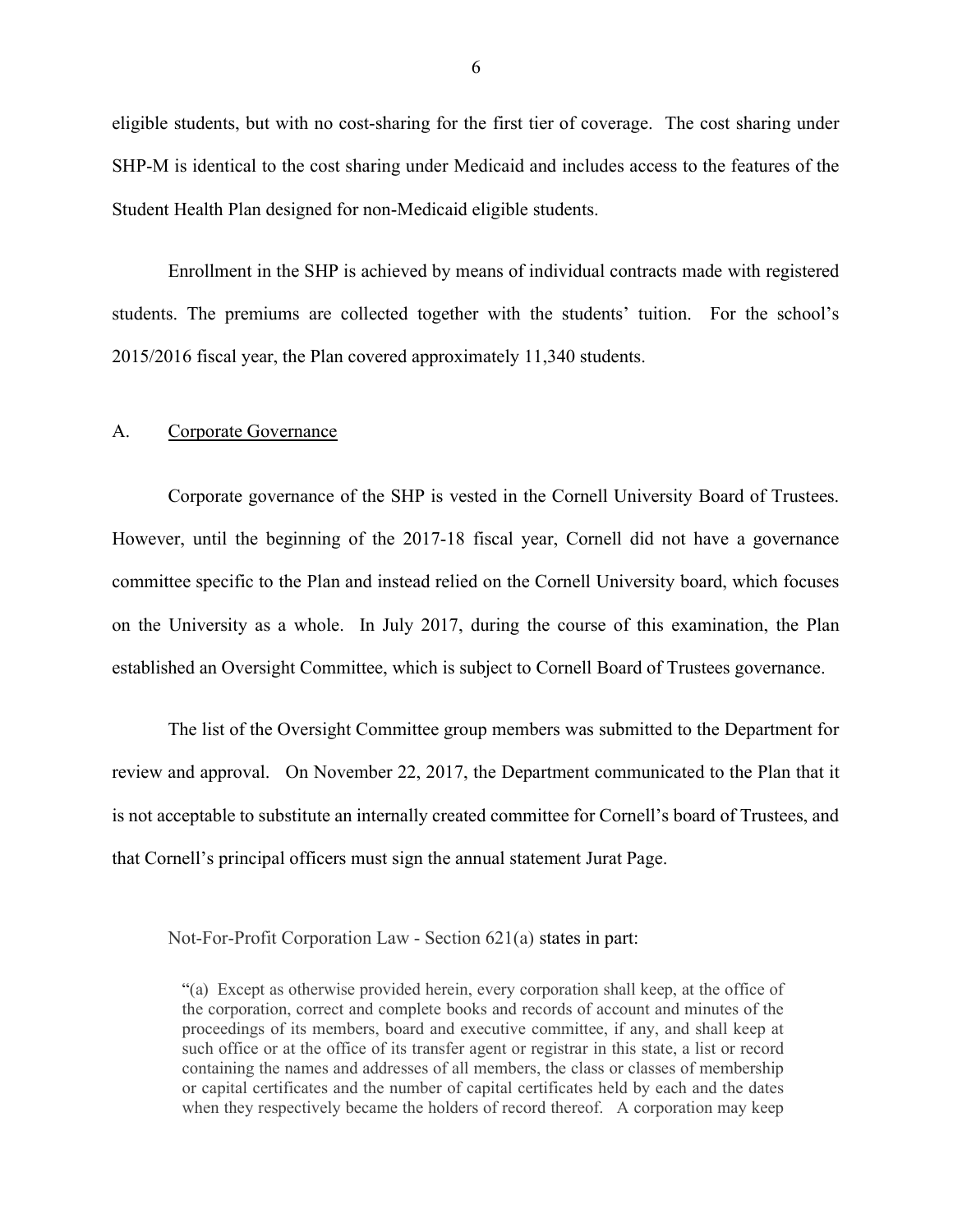eligible students, but with no cost-sharing for the first tier of coverage. The cost sharing under SHP-M is identical to the cost sharing under Medicaid and includes access to the features of the Student Health Plan designed for non-Medicaid eligible students.

Enrollment in the SHP is achieved by means of individual contracts made with registered students. The premiums are collected together with the students' tuition. For the school's 2015/2016 fiscal year, the Plan covered approximately 11,340 students.

## A. Corporate Governance

Corporate governance of the SHP is vested in the Cornell University Board of Trustees. However, until the beginning of the 2017-18 fiscal year, Cornell did not have a governance committee specific to the Plan and instead relied on the Cornell University board, which focuses on the University as a whole. In July 2017, during the course of this examination, the Plan established an Oversight Committee, which is subject to Cornell Board of Trustees governance.

The list of the Oversight Committee group members was submitted to the Department for review and approval. On November 22, 2017, the Department communicated to the Plan that it is not acceptable to substitute an internally created committee for Cornell's board of Trustees, and that Cornell's principal officers must sign the annual statement Jurat Page.

Not-For-Profit Corporation Law - Section 621(a) states in part:

> "(a) Except as otherwise provided herein, every corporation shall keep, at the office of the corporation, correct and complete books and records of account and minutes of the proceedings of its members, board and executive committee, if any, and shall keep at such office or at the office of its transfer agent or registrar in this state, a list or record containing the names and addresses of all members, the class or classes of membership or capital certificates and the number of capital certificates held by each and the dates when they respectively became the holders of record thereof. A corporation may keep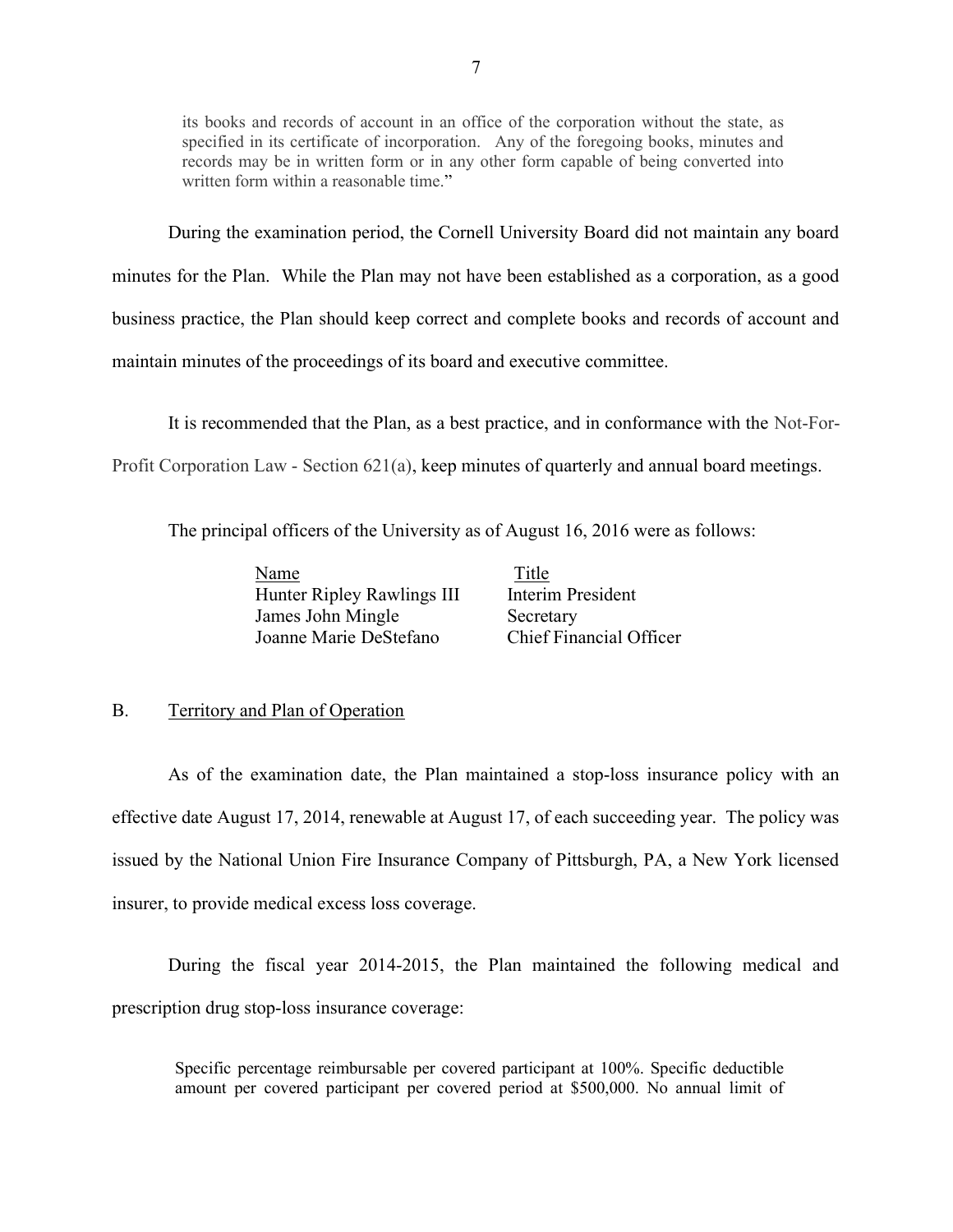> its books and records of account in an office of the corporation without the state, as specified in its certificate of incorporation. Any of the foregoing books, minutes and records may be in written form or in any other form capable of being converted into written form within a reasonable time."

During the examination period, the Cornell University Board did not maintain any board minutes for the Plan. While the Plan may not have been established as a corporation, as a good business practice, the Plan should keep correct and complete books and records of account and maintain minutes of the proceedings of its board and executive committee.

It is recommended that the Plan, as a best practice, and in conformance with the Not-For-Profit Corporation Law - Section 621(a), keep minutes of quarterly and annual board meetings.

The principal officers of the University as of August 16, 2016 were as follows:

| Name | Title |
| --- | --- |
| Hunter Ripley Rawlings III | Interim President |
| James John Mingle | Secretary |
| Joanne Marie DeStefano | Chief Financial Officer |

## B. Territory and Plan of Operation

As of the examination date, the Plan maintained a stop-loss insurance policy with an effective date August 17, 2014, renewable at August 17, of each succeeding year. The policy was issued by the National Union Fire Insurance Company of Pittsburgh, PA, a New York licensed insurer, to provide medical excess loss coverage.

During the fiscal year 2014-2015, the Plan maintained the following medical and prescription drug stop-loss insurance coverage:

> Specific percentage reimbursable per covered participant at 100%. Specific deductible amount per covered participant per covered period at $500,000. No annual limit of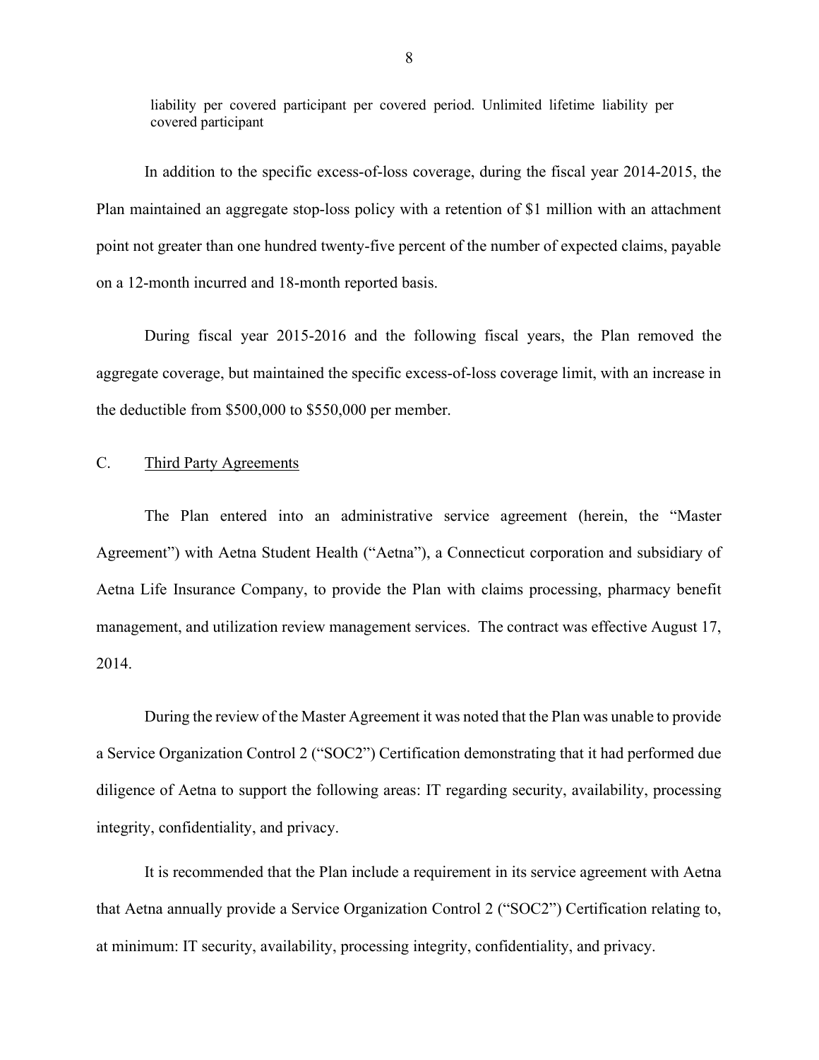liability per covered participant per covered period. Unlimited lifetime liability per covered participant

In addition to the specific excess-of-loss coverage, during the fiscal year 2014-2015, the Plan maintained an aggregate stop-loss policy with a retention of $1 million with an attachment point not greater than one hundred twenty-five percent of the number of expected claims, payable on a 12-month incurred and 18-month reported basis.

During fiscal year 2015-2016 and the following fiscal years, the Plan removed the aggregate coverage, but maintained the specific excess-of-loss coverage limit, with an increase in the deductible from $500,000 to $550,000 per member.

## C. Third Party Agreements

The Plan entered into an administrative service agreement (herein, the "Master Agreement") with Aetna Student Health ("Aetna"), a Connecticut corporation and subsidiary of Aetna Life Insurance Company, to provide the Plan with claims processing, pharmacy benefit management, and utilization review management services. The contract was effective August 17, 2014.

During the review of the Master Agreement it was noted that the Plan was unable to provide a Service Organization Control 2 ("SOC2") Certification demonstrating that it had performed due diligence of Aetna to support the following areas: IT regarding security, availability, processing integrity, confidentiality, and privacy.

It is recommended that the Plan include a requirement in its service agreement with Aetna that Aetna annually provide a Service Organization Control 2 ("SOC2") Certification relating to, at minimum: IT security, availability, processing integrity, confidentiality, and privacy.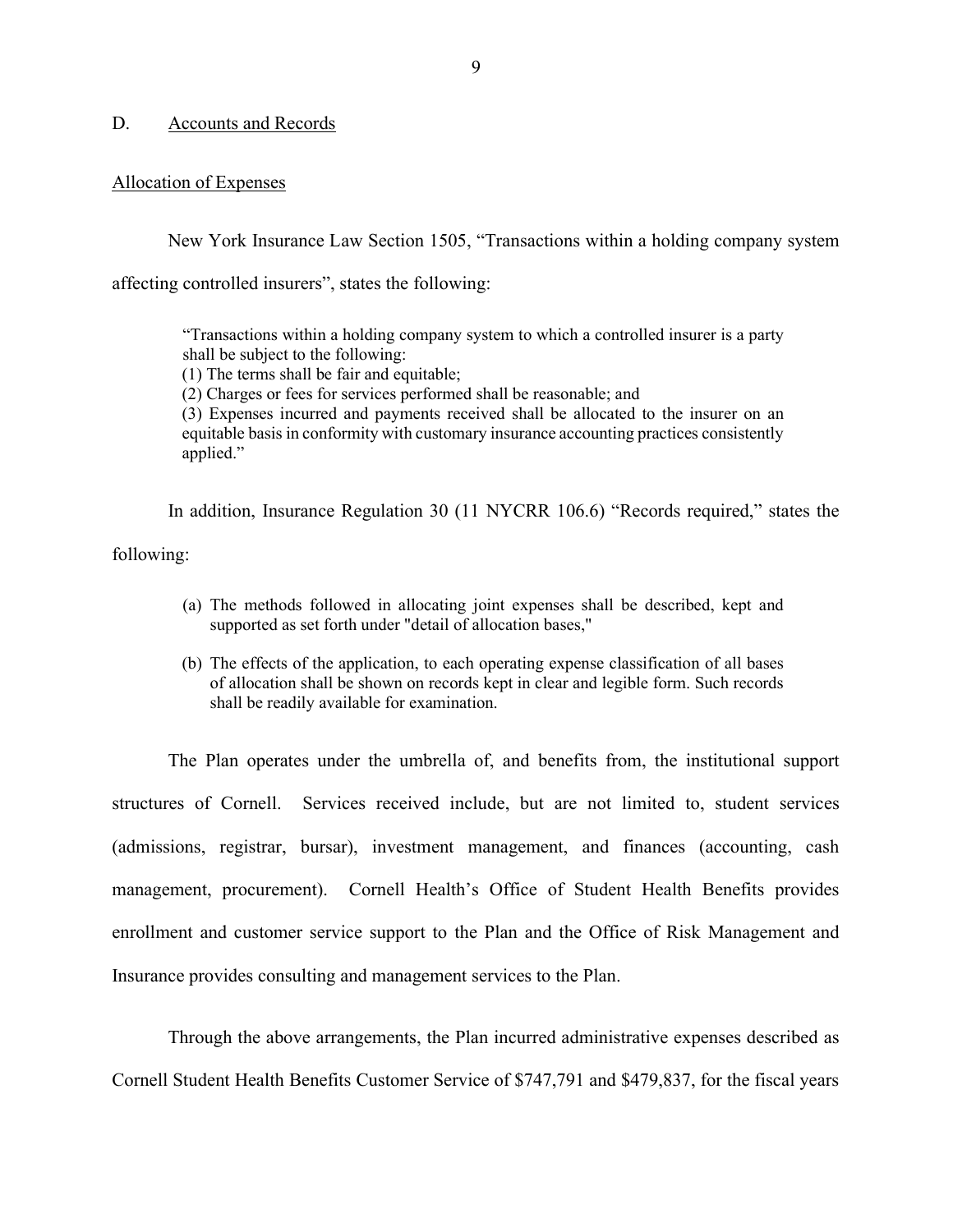## D. Accounts and Records

### Allocation of Expenses

New York Insurance Law Section 1505, "Transactions within a holding company system affecting controlled insurers", states the following:

> "Transactions within a holding company system to which a controlled insurer is a party shall be subject to the following:
> (1) The terms shall be fair and equitable;
> (2) Charges or fees for services performed shall be reasonable; and
> (3) Expenses incurred and payments received shall be allocated to the insurer on an equitable basis in conformity with customary insurance accounting practices consistently applied."

In addition, Insurance Regulation 30 (11 NYCRR 106.6) "Records required," states the following:

> (a) The methods followed in allocating joint expenses shall be described, kept and supported as set forth under "detail of allocation bases,"
>
> (b) The effects of the application, to each operating expense classification of all bases of allocation shall be shown on records kept in clear and legible form. Such records shall be readily available for examination.

The Plan operates under the umbrella of, and benefits from, the institutional support structures of Cornell. Services received include, but are not limited to, student services (admissions, registrar, bursar), investment management, and finances (accounting, cash management, procurement). Cornell Health's Office of Student Health Benefits provides enrollment and customer service support to the Plan and the Office of Risk Management and Insurance provides consulting and management services to the Plan.

Through the above arrangements, the Plan incurred administrative expenses described as Cornell Student Health Benefits Customer Service of $747,791 and $479,837, for the fiscal years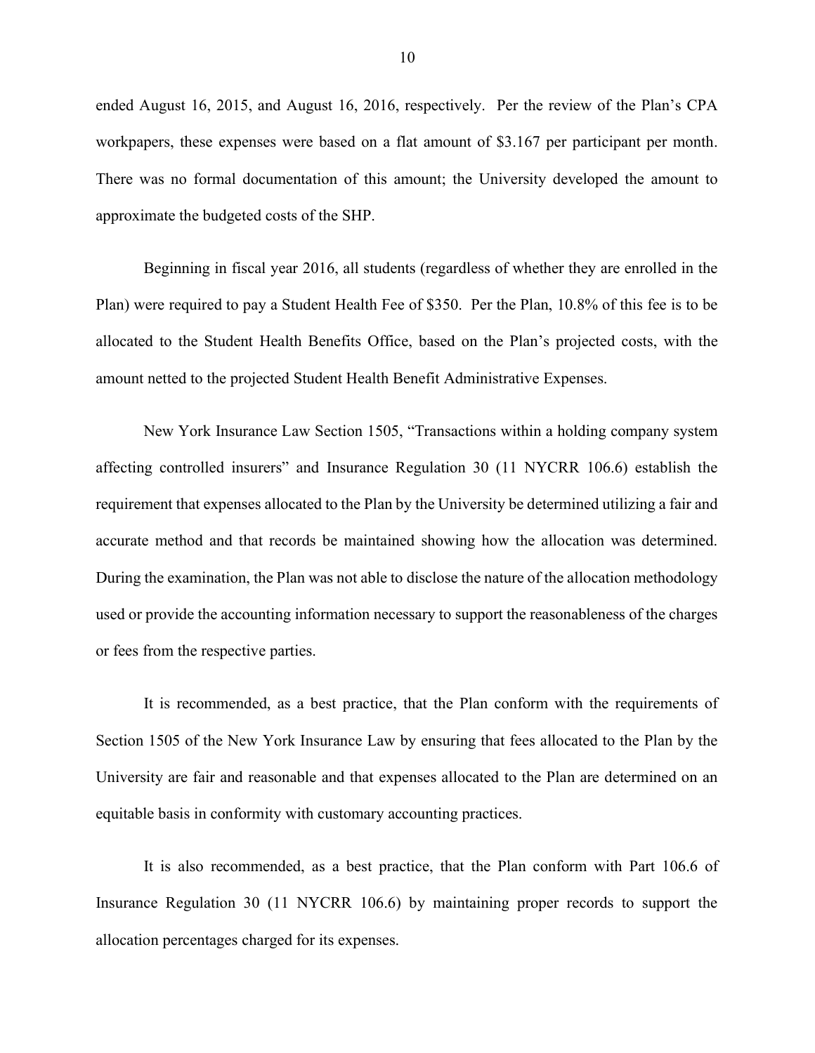ended August 16, 2015, and August 16, 2016, respectively. Per the review of the Plan's CPA workpapers, these expenses were based on a flat amount of $3.167 per participant per month. There was no formal documentation of this amount; the University developed the amount to approximate the budgeted costs of the SHP.

Beginning in fiscal year 2016, all students (regardless of whether they are enrolled in the Plan) were required to pay a Student Health Fee of $350. Per the Plan, 10.8% of this fee is to be allocated to the Student Health Benefits Office, based on the Plan's projected costs, with the amount netted to the projected Student Health Benefit Administrative Expenses.

New York Insurance Law Section 1505, "Transactions within a holding company system affecting controlled insurers" and Insurance Regulation 30 (11 NYCRR 106.6) establish the requirement that expenses allocated to the Plan by the University be determined utilizing a fair and accurate method and that records be maintained showing how the allocation was determined. During the examination, the Plan was not able to disclose the nature of the allocation methodology used or provide the accounting information necessary to support the reasonableness of the charges or fees from the respective parties.

It is recommended, as a best practice, that the Plan conform with the requirements of Section 1505 of the New York Insurance Law by ensuring that fees allocated to the Plan by the University are fair and reasonable and that expenses allocated to the Plan are determined on an equitable basis in conformity with customary accounting practices.

It is also recommended, as a best practice, that the Plan conform with Part 106.6 of Insurance Regulation 30 (11 NYCRR 106.6) by maintaining proper records to support the allocation percentages charged for its expenses.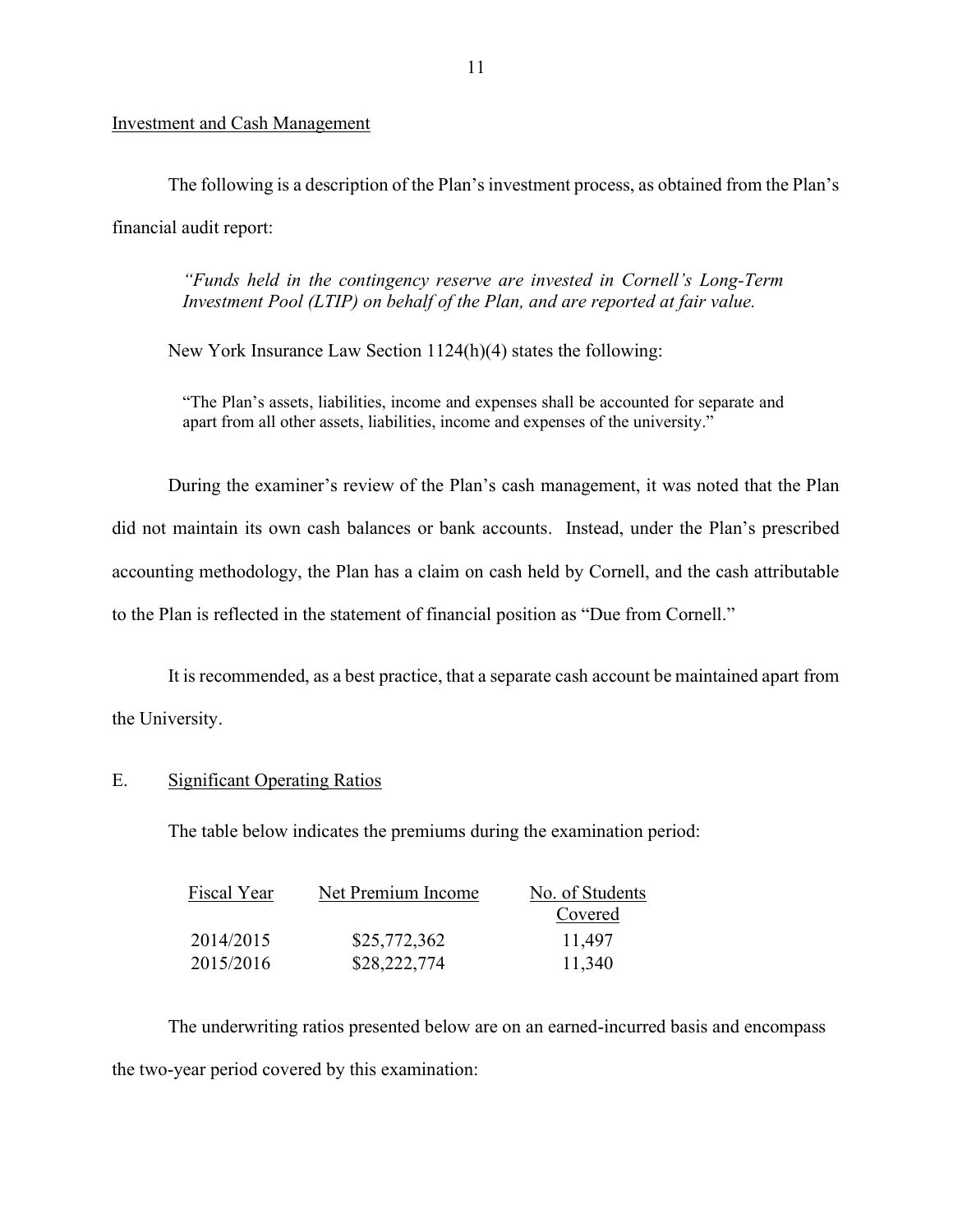## Investment and Cash Management

The following is a description of the Plan's investment process, as obtained from the Plan's financial audit report:

> *"Funds held in the contingency reserve are invested in Cornell's Long-Term Investment Pool (LTIP) on behalf of the Plan, and are reported at fair value.*

New York Insurance Law Section 1124(h)(4) states the following:

> "The Plan's assets, liabilities, income and expenses shall be accounted for separate and apart from all other assets, liabilities, income and expenses of the university."

During the examiner's review of the Plan's cash management, it was noted that the Plan did not maintain its own cash balances or bank accounts. Instead, under the Plan's prescribed accounting methodology, the Plan has a claim on cash held by Cornell, and the cash attributable to the Plan is reflected in the statement of financial position as "Due from Cornell."

It is recommended, as a best practice, that a separate cash account be maintained apart from the University.

## E. Significant Operating Ratios

The table below indicates the premiums during the examination period:

| Fiscal Year | Net Premium Income | No. of Students Covered |
|---|---|---|
| 2014/2015 | $25,772,362 | 11,497 |
| 2015/2016 | $28,222,774 | 11,340 |

The underwriting ratios presented below are on an earned-incurred basis and encompass the two-year period covered by this examination: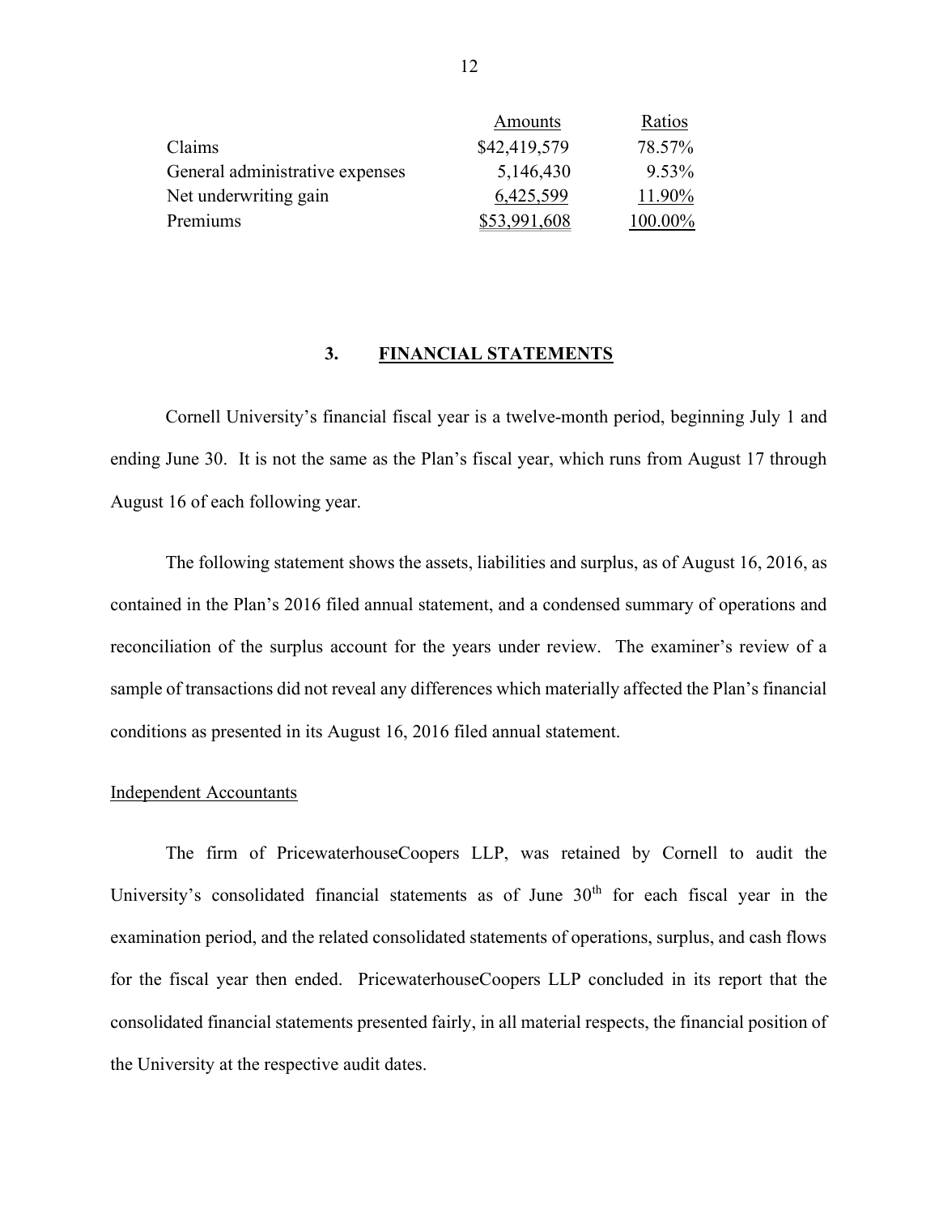| | Amounts | Ratios |
|---|---|---|
| Claims | $42,419,579 | 78.57% |
| General administrative expenses | 5,146,430 | 9.53% |
| Net underwriting gain | 6,425,599 | 11.90% |
| Premiums | $53,991,608 | 100.00% |

## 3. FINANCIAL STATEMENTS

Cornell University's financial fiscal year is a twelve-month period, beginning July 1 and ending June 30. It is not the same as the Plan's fiscal year, which runs from August 17 through August 16 of each following year.

The following statement shows the assets, liabilities and surplus, as of August 16, 2016, as contained in the Plan's 2016 filed annual statement, and a condensed summary of operations and reconciliation of the surplus account for the years under review. The examiner's review of a sample of transactions did not reveal any differences which materially affected the Plan's financial conditions as presented in its August 16, 2016 filed annual statement.

Independent Accountants

The firm of PricewaterhouseCoopers LLP, was retained by Cornell to audit the University's consolidated financial statements as of June 30th for each fiscal year in the examination period, and the related consolidated statements of operations, surplus, and cash flows for the fiscal year then ended. PricewaterhouseCoopers LLP concluded in its report that the consolidated financial statements presented fairly, in all material respects, the financial position of the University at the respective audit dates.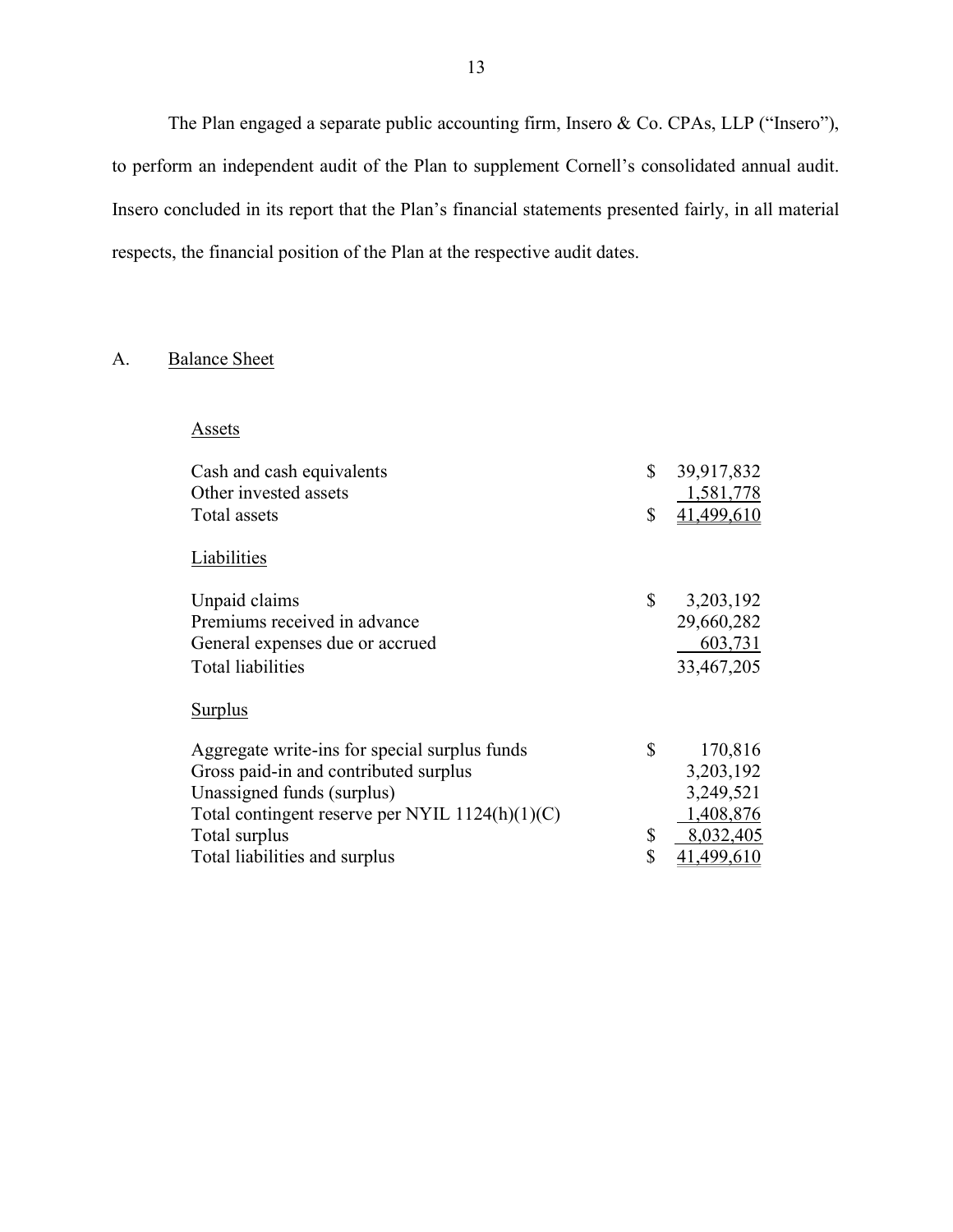The Plan engaged a separate public accounting firm, Insero & Co. CPAs, LLP ("Insero"), to perform an independent audit of the Plan to supplement Cornell's consolidated annual audit. Insero concluded in its report that the Plan's financial statements presented fairly, in all material respects, the financial position of the Plan at the respective audit dates.

## A. Balance Sheet

| | | |
|---|---|---|
| **Assets** | | |
| Cash and cash equivalents | $ | 39,917,832 |
| Other invested assets | | 1,581,778 |
| Total assets | $ | 41,499,610 |
| **Liabilities** | | |
| Unpaid claims | $ | 3,203,192 |
| Premiums received in advance | | 29,660,282 |
| General expenses due or accrued | | 603,731 |
| Total liabilities | | 33,467,205 |
| **Surplus** | | |
| Aggregate write-ins for special surplus funds | $ | 170,816 |
| Gross paid-in and contributed surplus | | 3,203,192 |
| Unassigned funds (surplus) | | 3,249,521 |
| Total contingent reserve per NYIL 1124(h)(1)(C) | | 1,408,876 |
| Total surplus | $ | 8,032,405 |
| Total liabilities and surplus | $ | 41,499,610 |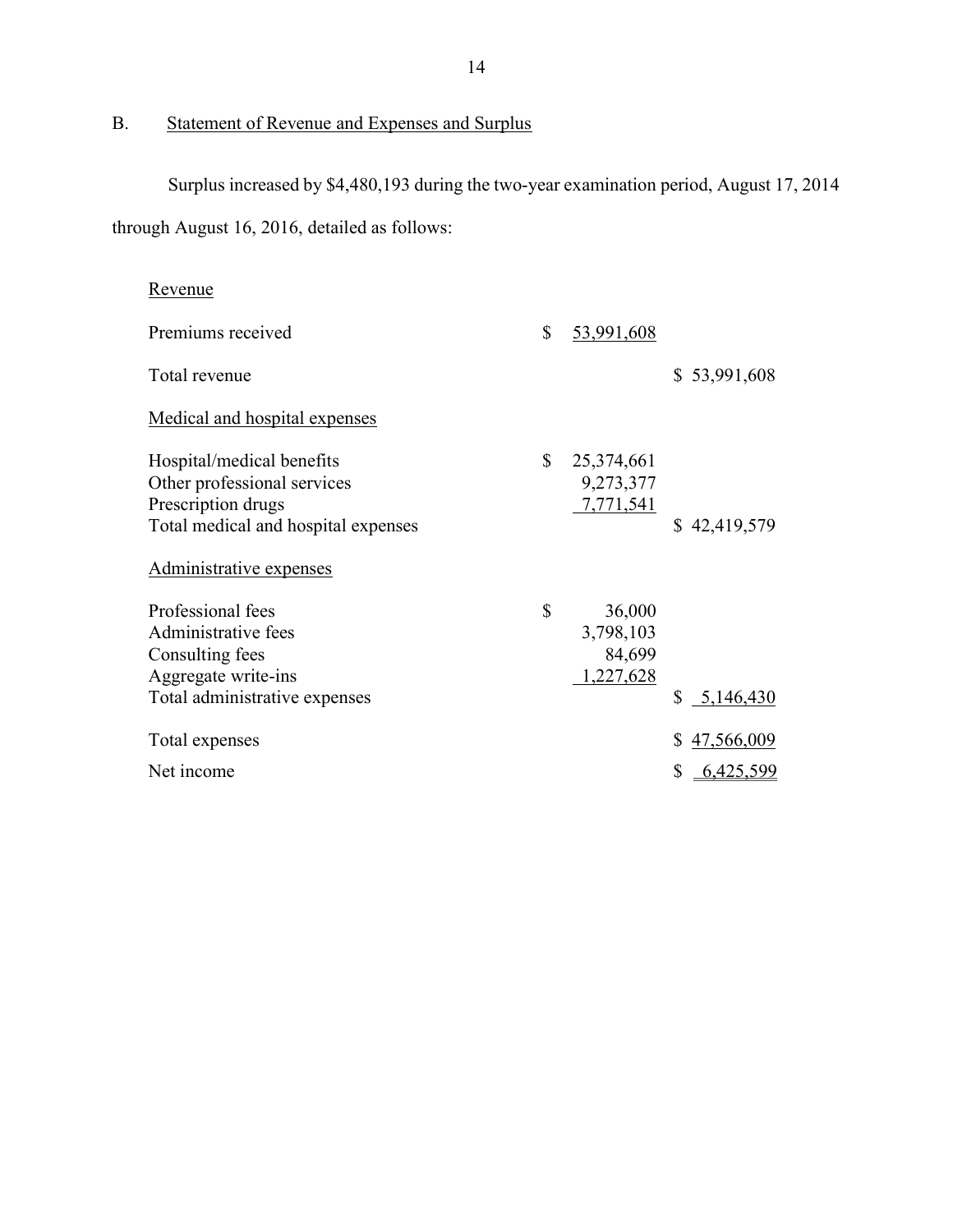## B. Statement of Revenue and Expenses and Surplus

Surplus increased by $4,480,193 during the two-year examination period, August 17, 2014 through August 16, 2016, detailed as follows:

| | | |
|---|---|---|
| Revenue | | |
| Premiums received | $ 53,991,608 | |
| Total revenue | | $ 53,991,608 |
| Medical and hospital expenses | | |
| Hospital/medical benefits | $ 25,374,661 | |
| Other professional services | 9,273,377 | |
| Prescription drugs | 7,771,541 | |
| Total medical and hospital expenses | | $ 42,419,579 |
| Administrative expenses | | |
| Professional fees | $ 36,000 | |
| Administrative fees | 3,798,103 | |
| Consulting fees | 84,699 | |
| Aggregate write-ins | 1,227,628 | |
| Total administrative expenses | | $ 5,146,430 |
| Total expenses | | $ 47,566,009 |
| Net income | | $ 6,425,599 |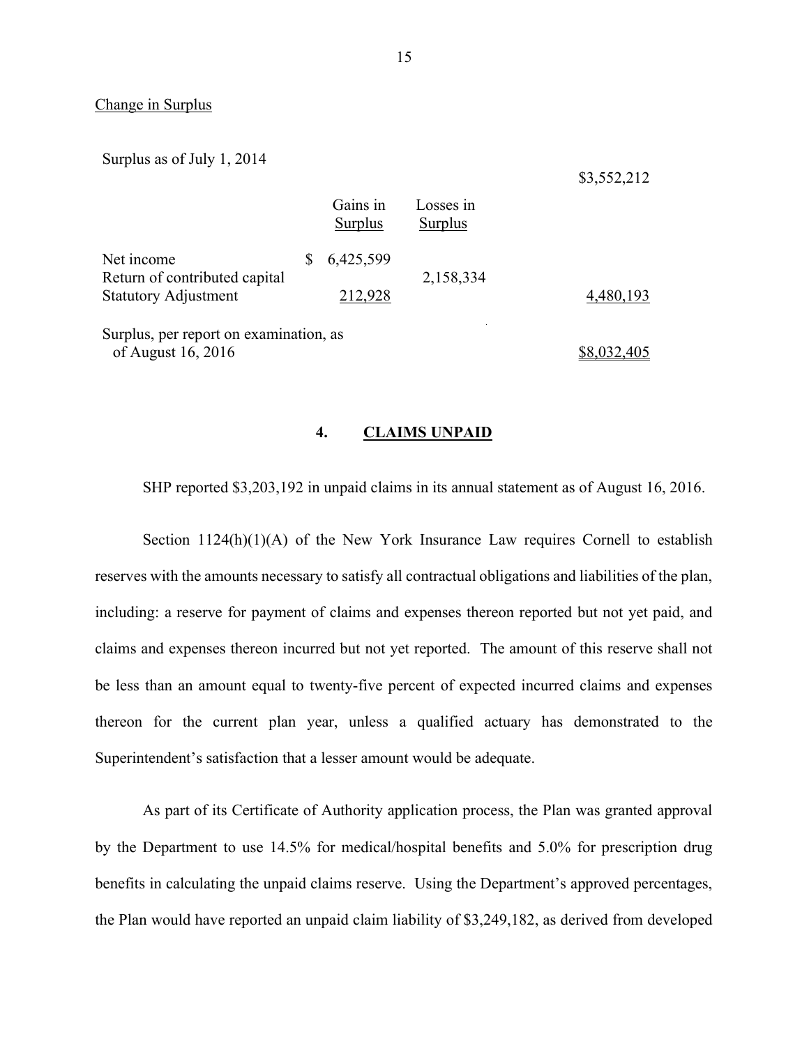Change in Surplus

| | | | |
|---|---|---|---|
| Surplus as of July 1, 2014 | | | $3,552,212 |
| | Gains in Surplus | Losses in Surplus | |
| Net income | $ 6,425,599 | | |
| Return of contributed capital | | 2,158,334 | |
| Statutory Adjustment | 212,928 | | 4,480,193 |
| Surplus, per report on examination, as of August 16, 2016 | | | $8,032,405 |

## 4. CLAIMS UNPAID

SHP reported $3,203,192 in unpaid claims in its annual statement as of August 16, 2016.

Section 1124(h)(1)(A) of the New York Insurance Law requires Cornell to establish reserves with the amounts necessary to satisfy all contractual obligations and liabilities of the plan, including: a reserve for payment of claims and expenses thereon reported but not yet paid, and claims and expenses thereon incurred but not yet reported. The amount of this reserve shall not be less than an amount equal to twenty-five percent of expected incurred claims and expenses thereon for the current plan year, unless a qualified actuary has demonstrated to the Superintendent's satisfaction that a lesser amount would be adequate.

As part of its Certificate of Authority application process, the Plan was granted approval by the Department to use 14.5% for medical/hospital benefits and 5.0% for prescription drug benefits in calculating the unpaid claims reserve. Using the Department's approved percentages, the Plan would have reported an unpaid claim liability of $3,249,182, as derived from developed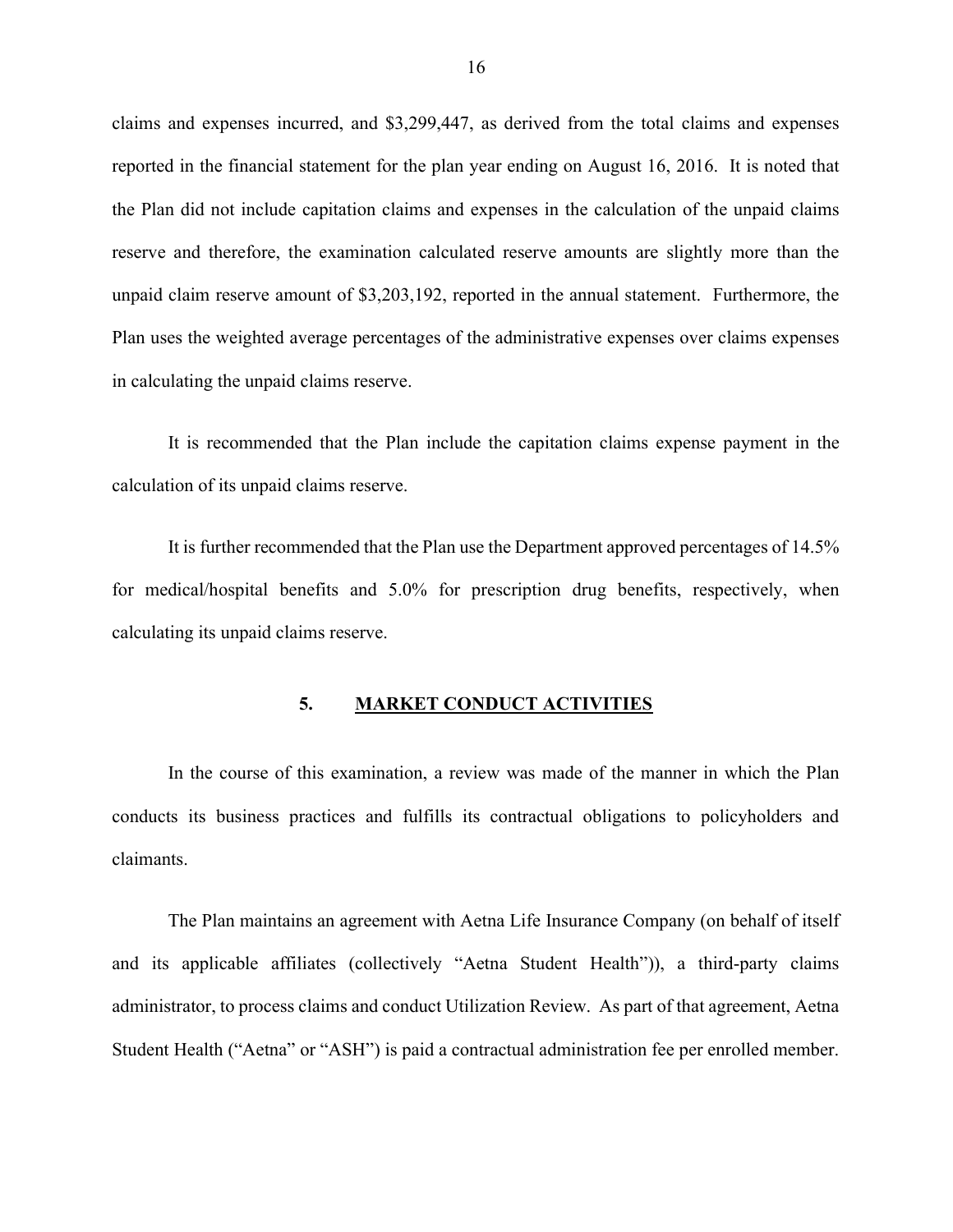claims and expenses incurred, and $3,299,447, as derived from the total claims and expenses reported in the financial statement for the plan year ending on August 16, 2016. It is noted that the Plan did not include capitation claims and expenses in the calculation of the unpaid claims reserve and therefore, the examination calculated reserve amounts are slightly more than the unpaid claim reserve amount of $3,203,192, reported in the annual statement. Furthermore, the Plan uses the weighted average percentages of the administrative expenses over claims expenses in calculating the unpaid claims reserve.

It is recommended that the Plan include the capitation claims expense payment in the calculation of its unpaid claims reserve.

It is further recommended that the Plan use the Department approved percentages of 14.5% for medical/hospital benefits and 5.0% for prescription drug benefits, respectively, when calculating its unpaid claims reserve.

## 5. MARKET CONDUCT ACTIVITIES

In the course of this examination, a review was made of the manner in which the Plan conducts its business practices and fulfills its contractual obligations to policyholders and claimants.

The Plan maintains an agreement with Aetna Life Insurance Company (on behalf of itself and its applicable affiliates (collectively "Aetna Student Health")), a third-party claims administrator, to process claims and conduct Utilization Review. As part of that agreement, Aetna Student Health ("Aetna" or "ASH") is paid a contractual administration fee per enrolled member.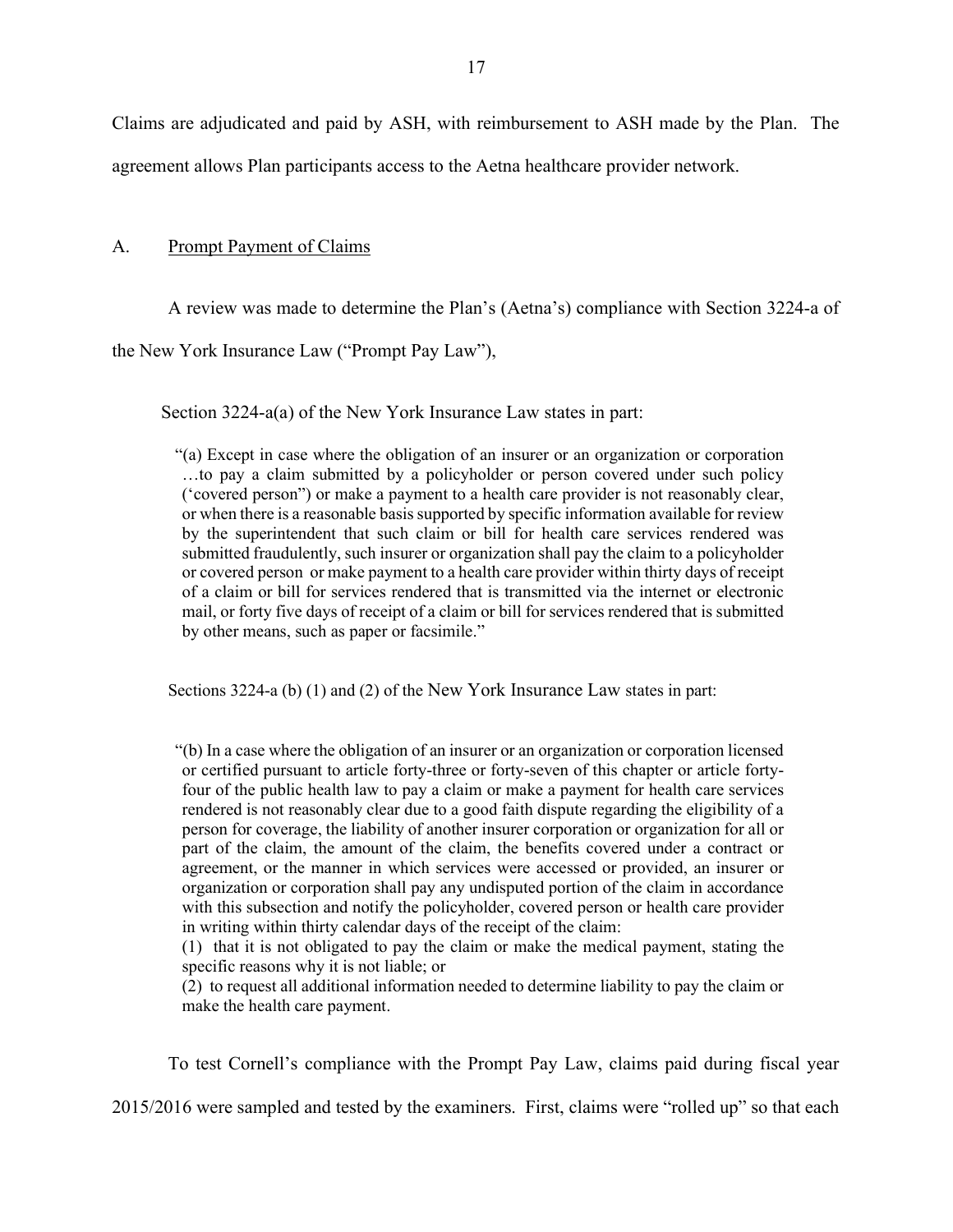Claims are adjudicated and paid by ASH, with reimbursement to ASH made by the Plan. The agreement allows Plan participants access to the Aetna healthcare provider network.

## A. Prompt Payment of Claims

A review was made to determine the Plan's (Aetna's) compliance with Section 3224-a of the New York Insurance Law ("Prompt Pay Law"),

Section 3224-a(a) of the New York Insurance Law states in part:

> "(a) Except in case where the obligation of an insurer or an organization or corporation …to pay a claim submitted by a policyholder or person covered under such policy ('covered person") or make a payment to a health care provider is not reasonably clear, or when there is a reasonable basis supported by specific information available for review by the superintendent that such claim or bill for health care services rendered was submitted fraudulently, such insurer or organization shall pay the claim to a policyholder or covered person or make payment to a health care provider within thirty days of receipt of a claim or bill for services rendered that is transmitted via the internet or electronic mail, or forty five days of receipt of a claim or bill for services rendered that is submitted by other means, such as paper or facsimile."

Sections 3224-a (b) (1) and (2) of the New York Insurance Law states in part:

> "(b) In a case where the obligation of an insurer or an organization or corporation licensed or certified pursuant to article forty-three or forty-seven of this chapter or article forty-four of the public health law to pay a claim or make a payment for health care services rendered is not reasonably clear due to a good faith dispute regarding the eligibility of a person for coverage, the liability of another insurer corporation or organization for all or part of the claim, the amount of the claim, the benefits covered under a contract or agreement, or the manner in which services were accessed or provided, an insurer or organization or corporation shall pay any undisputed portion of the claim in accordance with this subsection and notify the policyholder, covered person or health care provider in writing within thirty calendar days of the receipt of the claim:
> (1) that it is not obligated to pay the claim or make the medical payment, stating the specific reasons why it is not liable; or
> (2) to request all additional information needed to determine liability to pay the claim or make the health care payment.

To test Cornell's compliance with the Prompt Pay Law, claims paid during fiscal year 2015/2016 were sampled and tested by the examiners. First, claims were "rolled up" so that each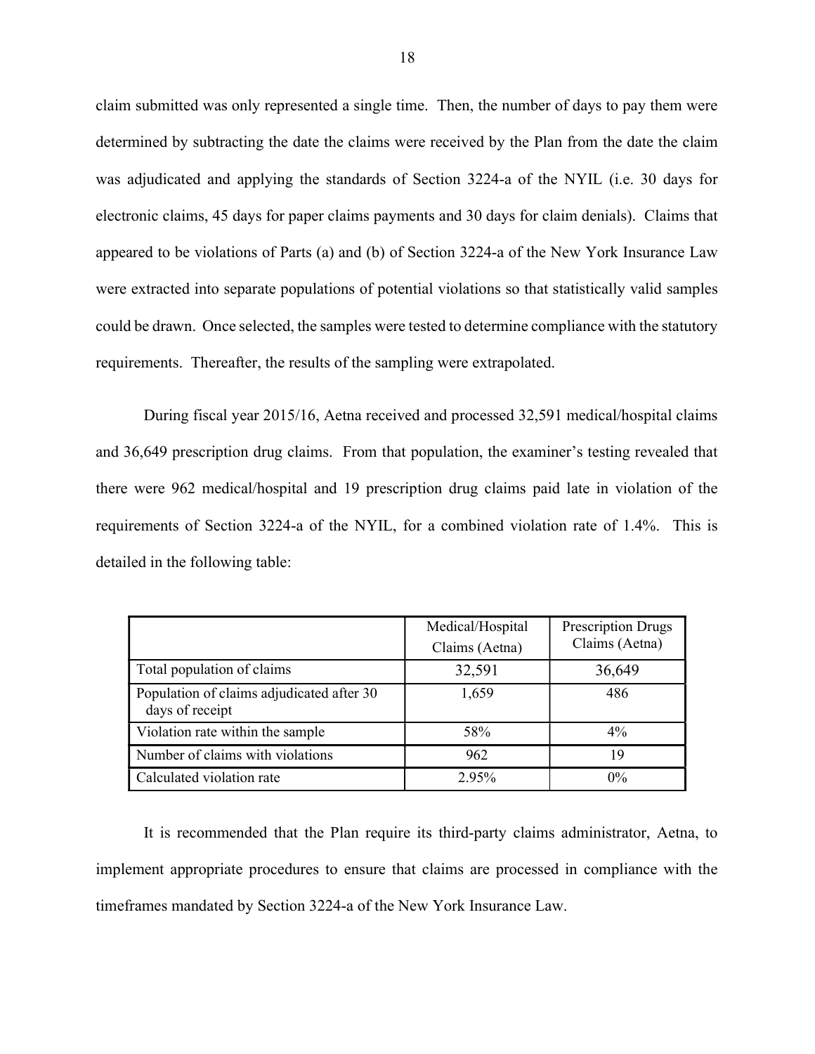claim submitted was only represented a single time. Then, the number of days to pay them were determined by subtracting the date the claims were received by the Plan from the date the claim was adjudicated and applying the standards of Section 3224-a of the NYIL (i.e. 30 days for electronic claims, 45 days for paper claims payments and 30 days for claim denials). Claims that appeared to be violations of Parts (a) and (b) of Section 3224-a of the New York Insurance Law were extracted into separate populations of potential violations so that statistically valid samples could be drawn. Once selected, the samples were tested to determine compliance with the statutory requirements. Thereafter, the results of the sampling were extrapolated.

During fiscal year 2015/16, Aetna received and processed 32,591 medical/hospital claims and 36,649 prescription drug claims. From that population, the examiner's testing revealed that there were 962 medical/hospital and 19 prescription drug claims paid late in violation of the requirements of Section 3224-a of the NYIL, for a combined violation rate of 1.4%. This is detailed in the following table:

| | Medical/Hospital Claims (Aetna) | Prescription Drugs Claims (Aetna) |
|---|---|---|
| Total population of claims | 32,591 | 36,649 |
| Population of claims adjudicated after 30 days of receipt | 1,659 | 486 |
| Violation rate within the sample | 58% | 4% |
| Number of claims with violations | 962 | 19 |
| Calculated violation rate | 2.95% | 0% |

It is recommended that the Plan require its third-party claims administrator, Aetna, to implement appropriate procedures to ensure that claims are processed in compliance with the timeframes mandated by Section 3224-a of the New York Insurance Law.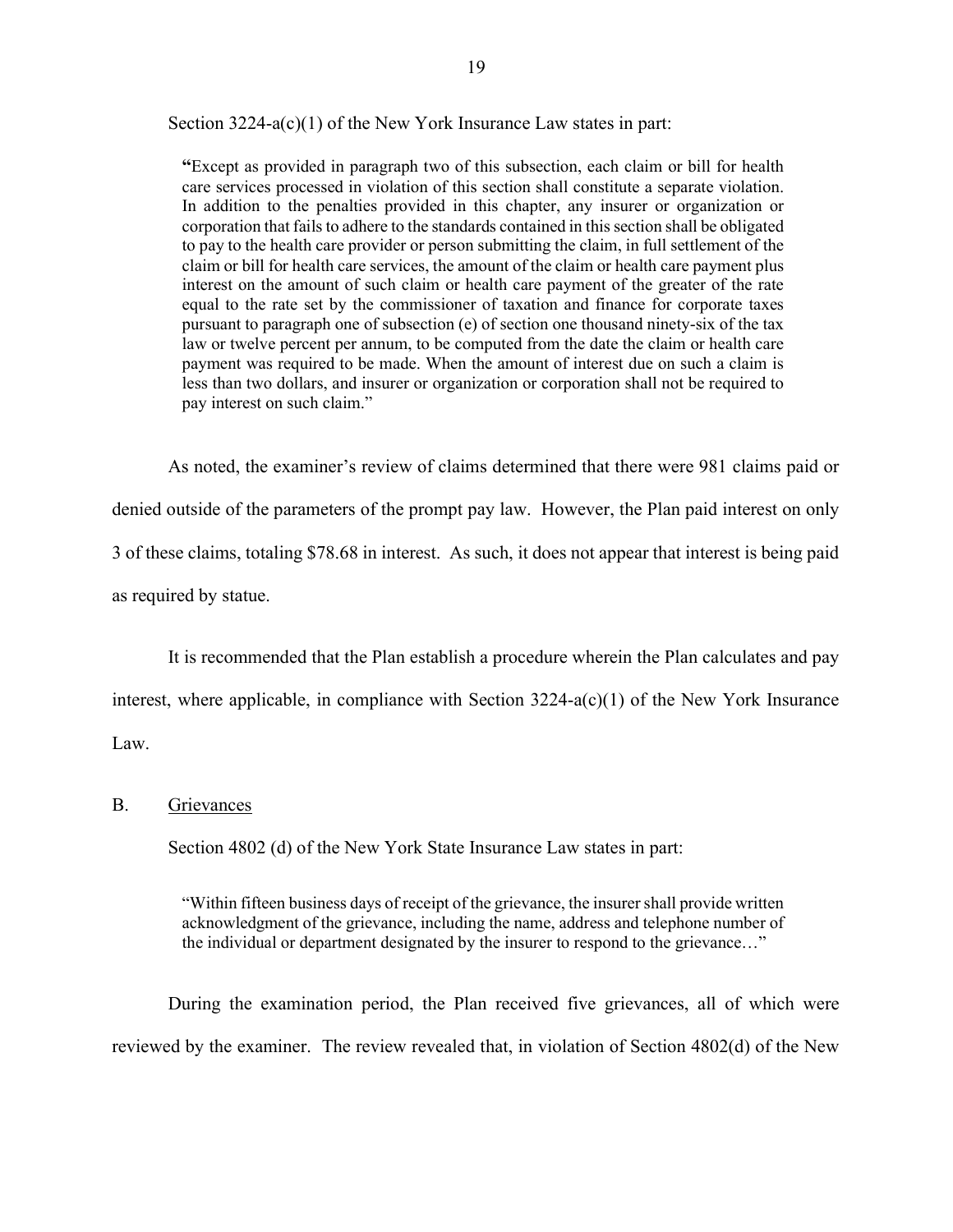Section 3224-a(c)(1) of the New York Insurance Law states in part:

> **"**Except as provided in paragraph two of this subsection, each claim or bill for health care services processed in violation of this section shall constitute a separate violation. In addition to the penalties provided in this chapter, any insurer or organization or corporation that fails to adhere to the standards contained in this section shall be obligated to pay to the health care provider or person submitting the claim, in full settlement of the claim or bill for health care services, the amount of the claim or health care payment plus interest on the amount of such claim or health care payment of the greater of the rate equal to the rate set by the commissioner of taxation and finance for corporate taxes pursuant to paragraph one of subsection (e) of section one thousand ninety-six of the tax law or twelve percent per annum, to be computed from the date the claim or health care payment was required to be made. When the amount of interest due on such a claim is less than two dollars, and insurer or organization or corporation shall not be required to pay interest on such claim."

As noted, the examiner's review of claims determined that there were 981 claims paid or denied outside of the parameters of the prompt pay law. However, the Plan paid interest on only 3 of these claims, totaling $78.68 in interest. As such, it does not appear that interest is being paid as required by statue.

It is recommended that the Plan establish a procedure wherein the Plan calculates and pay interest, where applicable, in compliance with Section 3224-a(c)(1) of the New York Insurance Law.

## B. Grievances

Section 4802 (d) of the New York State Insurance Law states in part:

> "Within fifteen business days of receipt of the grievance, the insurer shall provide written acknowledgment of the grievance, including the name, address and telephone number of the individual or department designated by the insurer to respond to the grievance…"

During the examination period, the Plan received five grievances, all of which were reviewed by the examiner. The review revealed that, in violation of Section 4802(d) of the New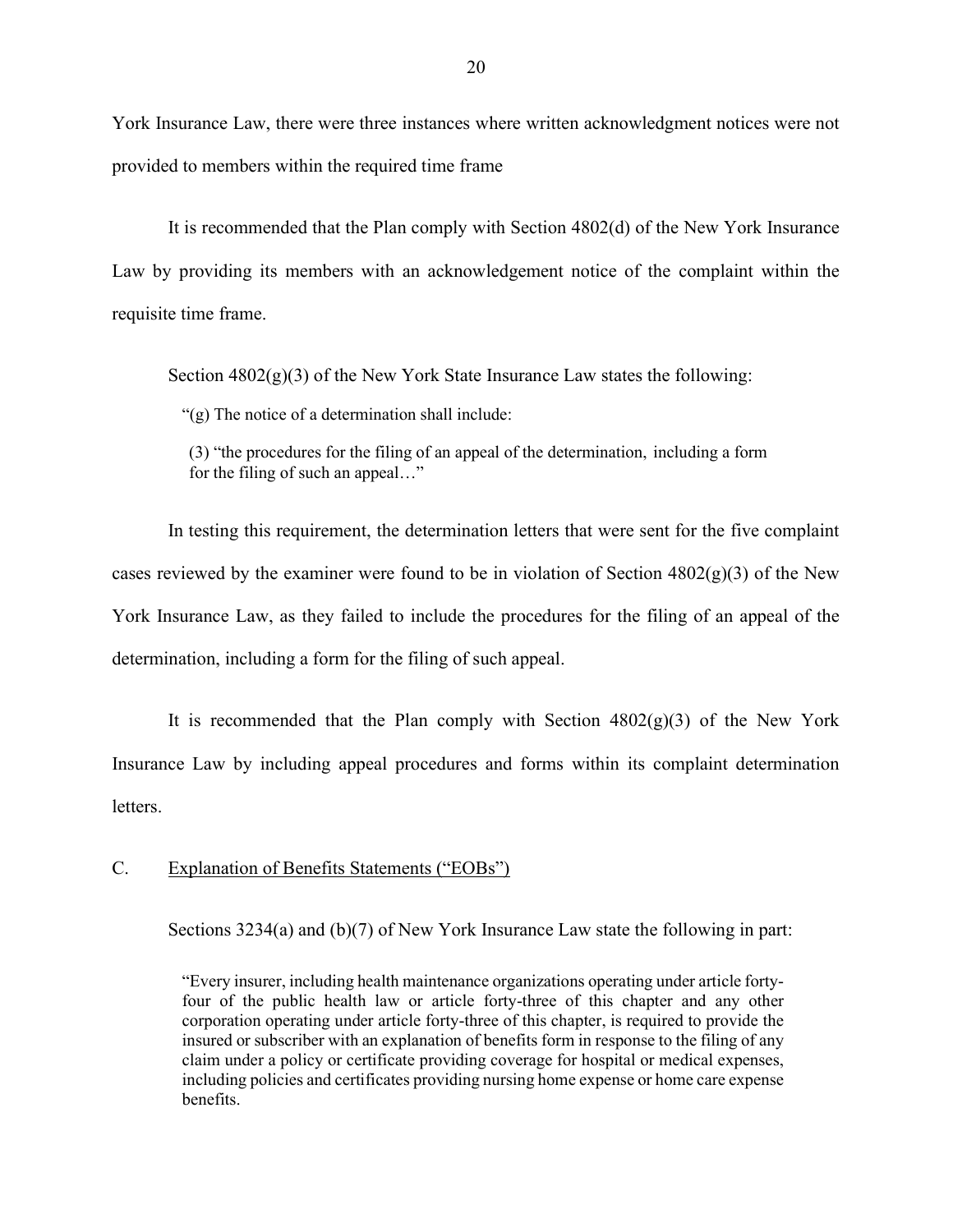York Insurance Law, there were three instances where written acknowledgment notices were not provided to members within the required time frame

It is recommended that the Plan comply with Section 4802(d) of the New York Insurance Law by providing its members with an acknowledgement notice of the complaint within the requisite time frame.

Section 4802(g)(3) of the New York State Insurance Law states the following:

> "(g) The notice of a determination shall include:
>
> (3) "the procedures for the filing of an appeal of the determination, including a form for the filing of such an appeal…"

In testing this requirement, the determination letters that were sent for the five complaint cases reviewed by the examiner were found to be in violation of Section 4802(g)(3) of the New York Insurance Law, as they failed to include the procedures for the filing of an appeal of the determination, including a form for the filing of such appeal.

It is recommended that the Plan comply with Section 4802(g)(3) of the New York Insurance Law by including appeal procedures and forms within its complaint determination letters.

## C. Explanation of Benefits Statements ("EOBs")

Sections 3234(a) and (b)(7) of New York Insurance Law state the following in part:

> "Every insurer, including health maintenance organizations operating under article forty-four of the public health law or article forty-three of this chapter and any other corporation operating under article forty-three of this chapter, is required to provide the insured or subscriber with an explanation of benefits form in response to the filing of any claim under a policy or certificate providing coverage for hospital or medical expenses, including policies and certificates providing nursing home expense or home care expense benefits.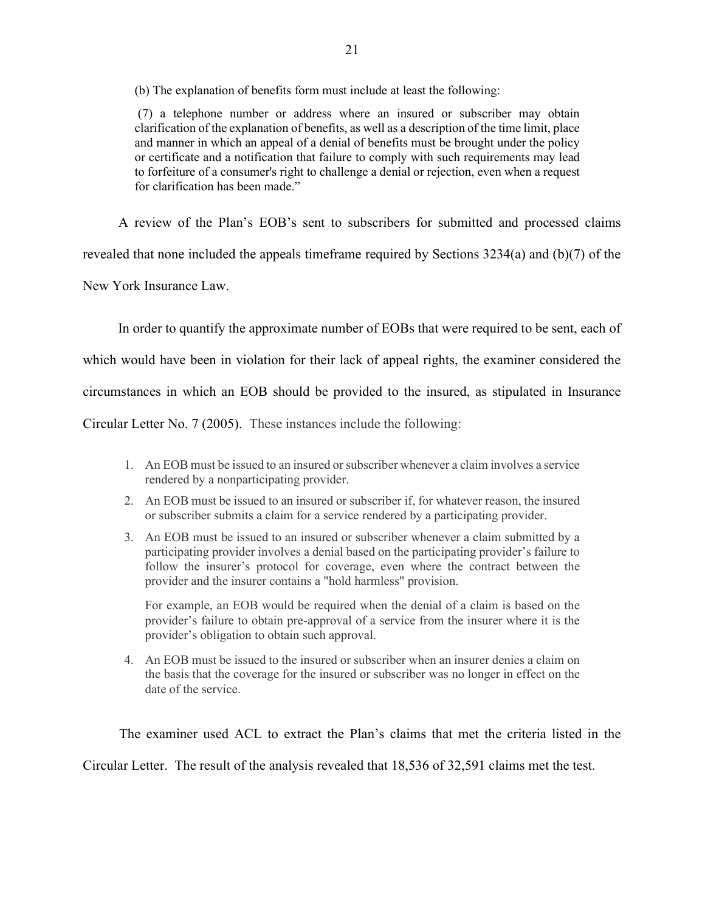(b) The explanation of benefits form must include at least the following:

(7) a telephone number or address where an insured or subscriber may obtain clarification of the explanation of benefits, as well as a description of the time limit, place and manner in which an appeal of a denial of benefits must be brought under the policy or certificate and a notification that failure to comply with such requirements may lead to forfeiture of a consumer's right to challenge a denial or rejection, even when a request for clarification has been made."

A review of the Plan's EOB's sent to subscribers for submitted and processed claims revealed that none included the appeals timeframe required by Sections 3234(a) and (b)(7) of the New York Insurance Law.

In order to quantify the approximate number of EOBs that were required to be sent, each of which would have been in violation for their lack of appeal rights, the examiner considered the circumstances in which an EOB should be provided to the insured, as stipulated in Insurance Circular Letter No. 7 (2005). These instances include the following:

1. An EOB must be issued to an insured or subscriber whenever a claim involves a service rendered by a nonparticipating provider.
2. An EOB must be issued to an insured or subscriber if, for whatever reason, the insured or subscriber submits a claim for a service rendered by a participating provider.
3. An EOB must be issued to an insured or subscriber whenever a claim submitted by a participating provider involves a denial based on the participating provider's failure to follow the insurer's protocol for coverage, even where the contract between the provider and the insurer contains a "hold harmless" provision.

   For example, an EOB would be required when the denial of a claim is based on the provider's failure to obtain pre-approval of a service from the insurer where it is the provider's obligation to obtain such approval.

4. An EOB must be issued to the insured or subscriber when an insurer denies a claim on the basis that the coverage for the insured or subscriber was no longer in effect on the date of the service.

The examiner used ACL to extract the Plan's claims that met the criteria listed in the Circular Letter. The result of the analysis revealed that 18,536 of 32,591 claims met the test.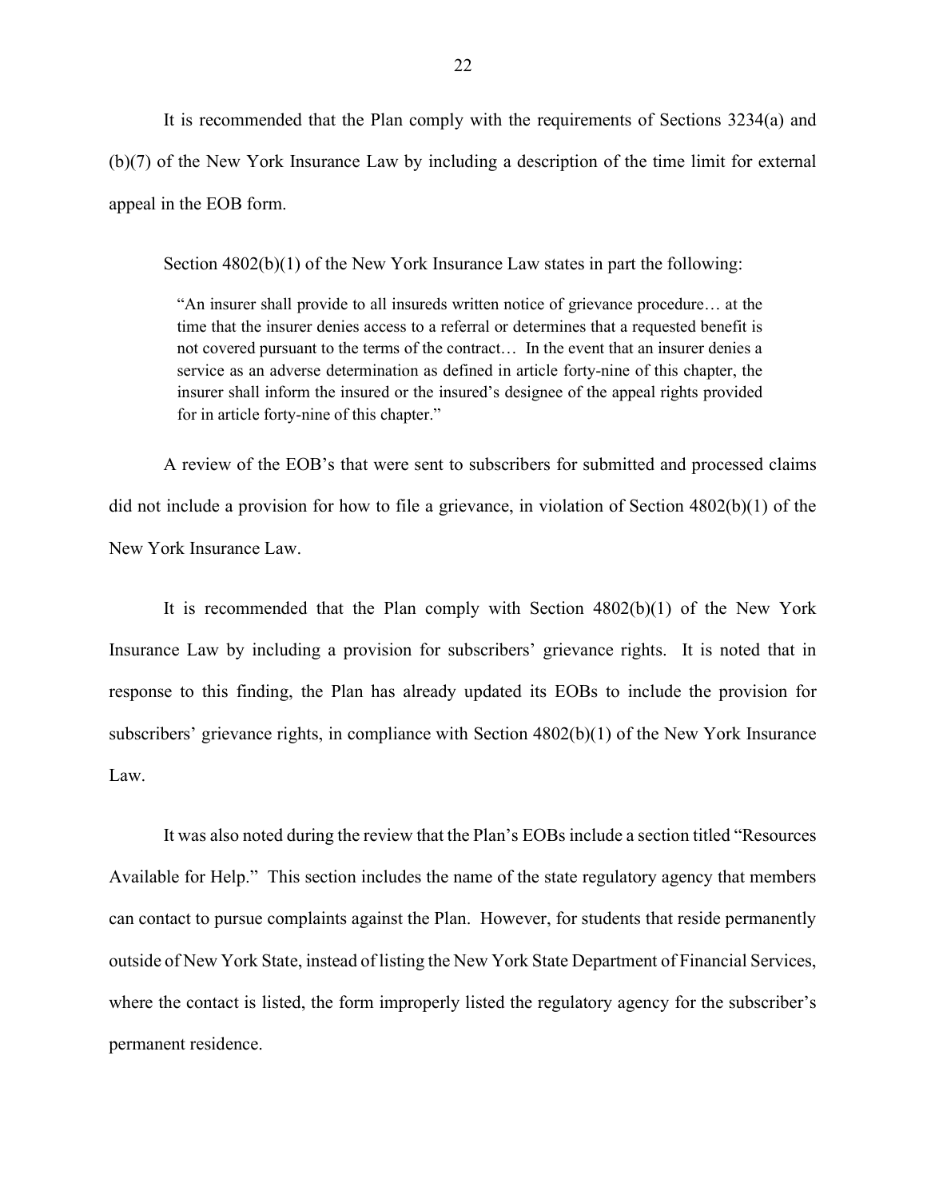It is recommended that the Plan comply with the requirements of Sections 3234(a) and (b)(7) of the New York Insurance Law by including a description of the time limit for external appeal in the EOB form.

Section 4802(b)(1) of the New York Insurance Law states in part the following:

> "An insurer shall provide to all insureds written notice of grievance procedure… at the time that the insurer denies access to a referral or determines that a requested benefit is not covered pursuant to the terms of the contract… In the event that an insurer denies a service as an adverse determination as defined in article forty-nine of this chapter, the insurer shall inform the insured or the insured's designee of the appeal rights provided for in article forty-nine of this chapter."

A review of the EOB's that were sent to subscribers for submitted and processed claims did not include a provision for how to file a grievance, in violation of Section 4802(b)(1) of the New York Insurance Law.

It is recommended that the Plan comply with Section 4802(b)(1) of the New York Insurance Law by including a provision for subscribers' grievance rights. It is noted that in response to this finding, the Plan has already updated its EOBs to include the provision for subscribers' grievance rights, in compliance with Section 4802(b)(1) of the New York Insurance Law.

It was also noted during the review that the Plan's EOBs include a section titled "Resources Available for Help." This section includes the name of the state regulatory agency that members can contact to pursue complaints against the Plan. However, for students that reside permanently outside of New York State, instead of listing the New York State Department of Financial Services, where the contact is listed, the form improperly listed the regulatory agency for the subscriber's permanent residence.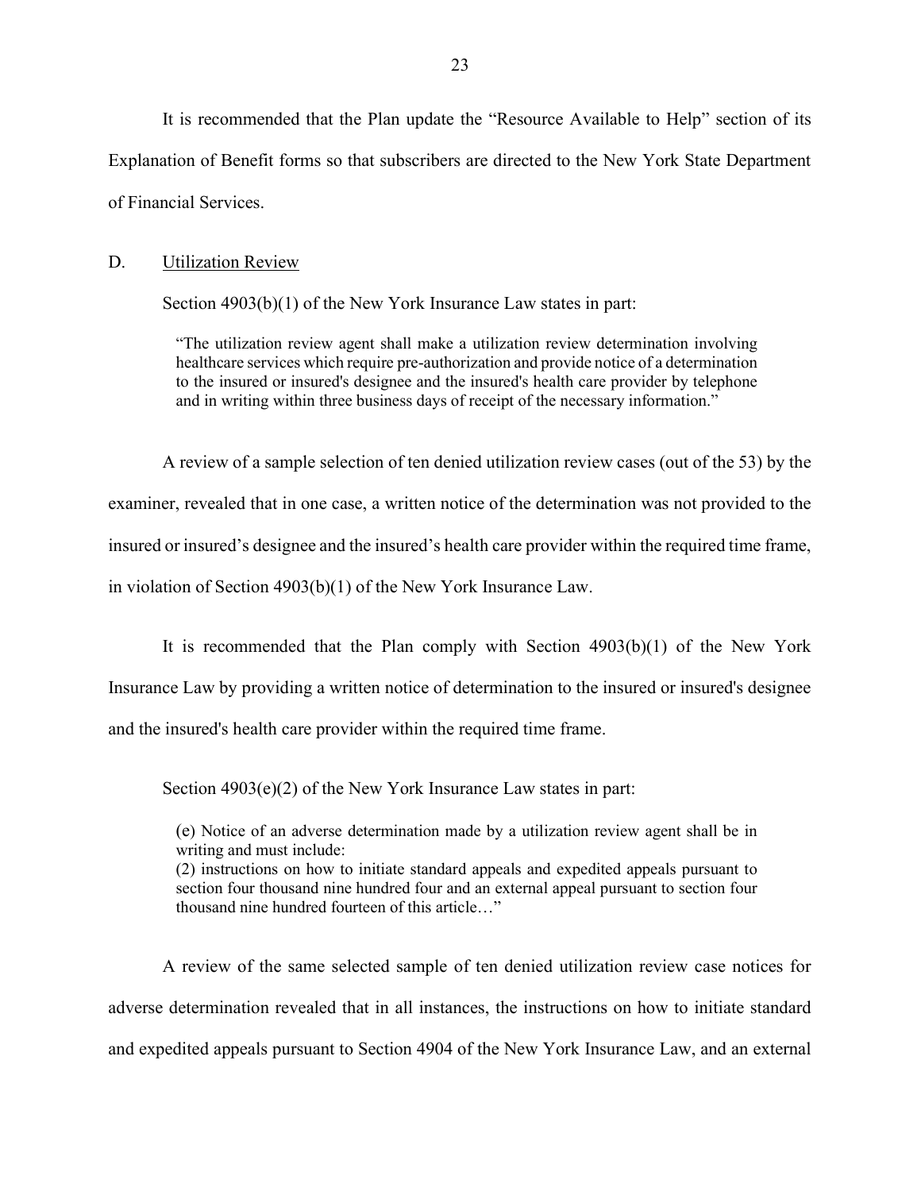It is recommended that the Plan update the "Resource Available to Help" section of its Explanation of Benefit forms so that subscribers are directed to the New York State Department of Financial Services.

## D. Utilization Review

Section 4903(b)(1) of the New York Insurance Law states in part:

> "The utilization review agent shall make a utilization review determination involving healthcare services which require pre-authorization and provide notice of a determination to the insured or insured's designee and the insured's health care provider by telephone and in writing within three business days of receipt of the necessary information."

A review of a sample selection of ten denied utilization review cases (out of the 53) by the examiner, revealed that in one case, a written notice of the determination was not provided to the insured or insured's designee and the insured's health care provider within the required time frame, in violation of Section 4903(b)(1) of the New York Insurance Law.

It is recommended that the Plan comply with Section 4903(b)(1) of the New York Insurance Law by providing a written notice of determination to the insured or insured's designee and the insured's health care provider within the required time frame.

Section 4903(e)(2) of the New York Insurance Law states in part:

> (e) Notice of an adverse determination made by a utilization review agent shall be in writing and must include:
> (2) instructions on how to initiate standard appeals and expedited appeals pursuant to section four thousand nine hundred four and an external appeal pursuant to section four thousand nine hundred fourteen of this article…"

A review of the same selected sample of ten denied utilization review case notices for adverse determination revealed that in all instances, the instructions on how to initiate standard and expedited appeals pursuant to Section 4904 of the New York Insurance Law, and an external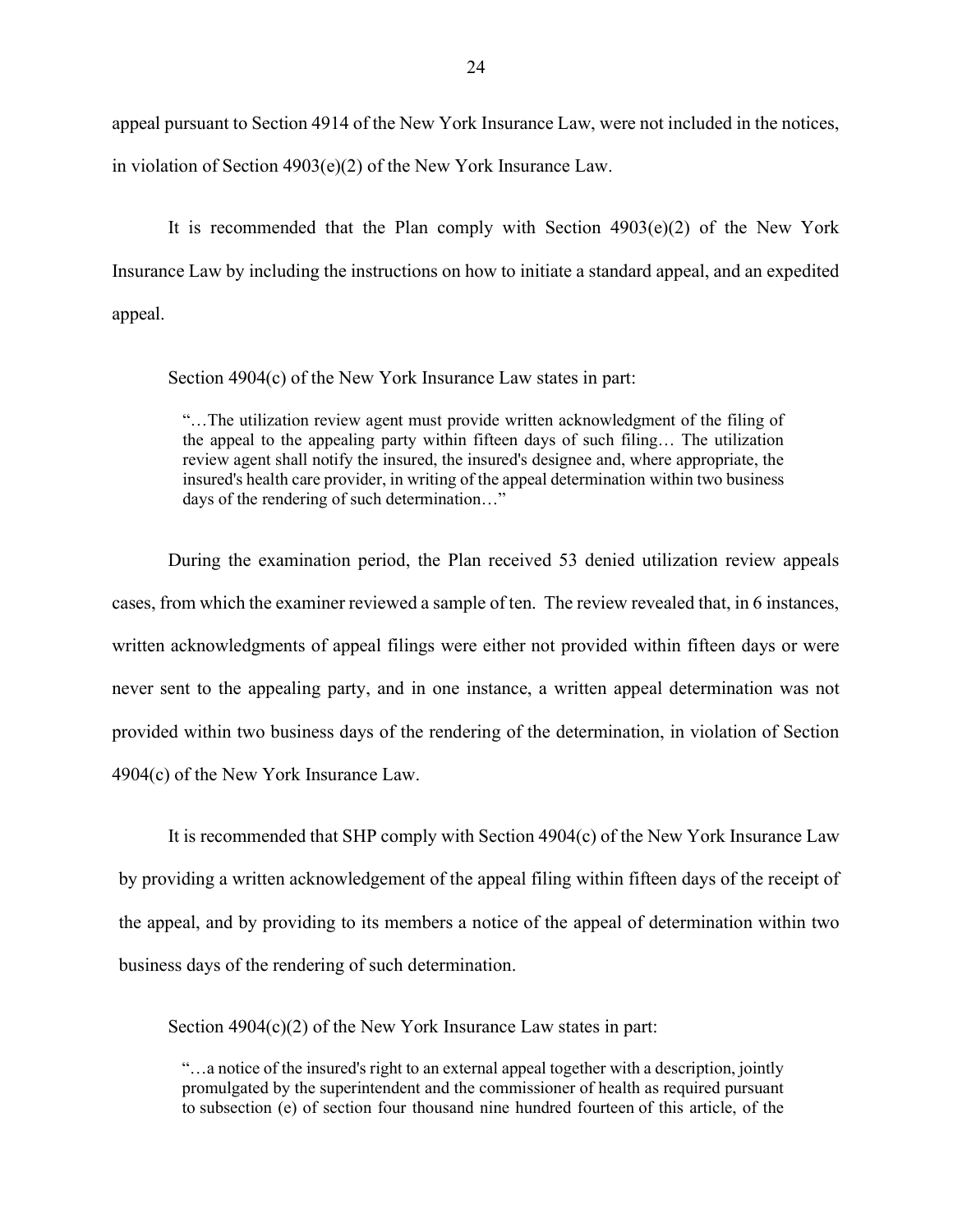appeal pursuant to Section 4914 of the New York Insurance Law, were not included in the notices, in violation of Section 4903(e)(2) of the New York Insurance Law.

It is recommended that the Plan comply with Section 4903(e)(2) of the New York Insurance Law by including the instructions on how to initiate a standard appeal, and an expedited appeal.

Section 4904(c) of the New York Insurance Law states in part:

> "…The utilization review agent must provide written acknowledgment of the filing of the appeal to the appealing party within fifteen days of such filing… The utilization review agent shall notify the insured, the insured's designee and, where appropriate, the insured's health care provider, in writing of the appeal determination within two business days of the rendering of such determination…"

During the examination period, the Plan received 53 denied utilization review appeals cases, from which the examiner reviewed a sample of ten. The review revealed that, in 6 instances, written acknowledgments of appeal filings were either not provided within fifteen days or were never sent to the appealing party, and in one instance, a written appeal determination was not provided within two business days of the rendering of the determination, in violation of Section 4904(c) of the New York Insurance Law.

It is recommended that SHP comply with Section 4904(c) of the New York Insurance Law by providing a written acknowledgement of the appeal filing within fifteen days of the receipt of the appeal, and by providing to its members a notice of the appeal of determination within two business days of the rendering of such determination.

Section 4904(c)(2) of the New York Insurance Law states in part:

> "…a notice of the insured's right to an external appeal together with a description, jointly promulgated by the superintendent and the commissioner of health as required pursuant to subsection (e) of section four thousand nine hundred fourteen of this article, of the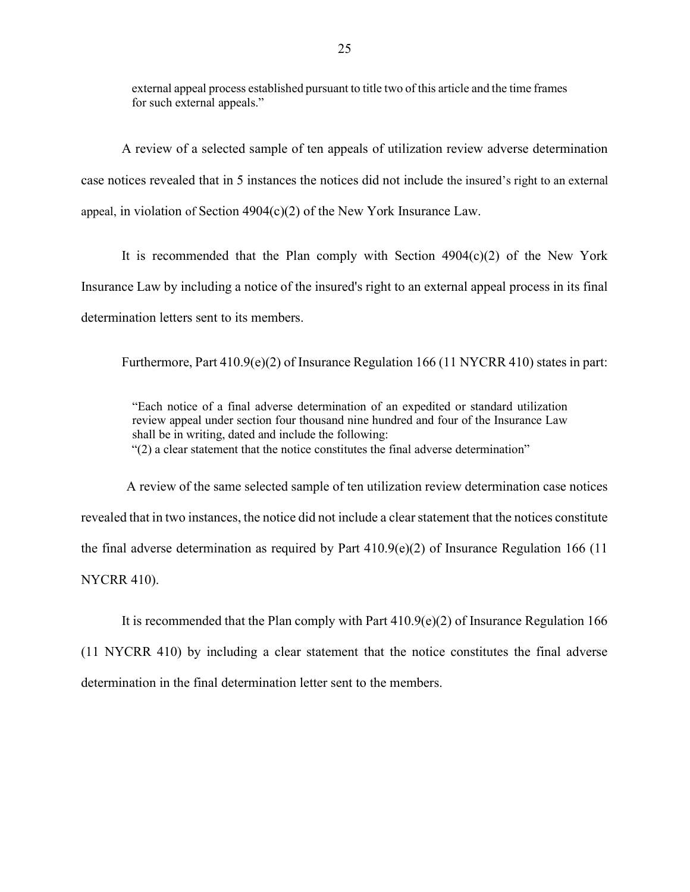> external appeal process established pursuant to title two of this article and the time frames for such external appeals."

A review of a selected sample of ten appeals of utilization review adverse determination case notices revealed that in 5 instances the notices did not include the insured's right to an external appeal, in violation of Section 4904(c)(2) of the New York Insurance Law.

It is recommended that the Plan comply with Section 4904(c)(2) of the New York Insurance Law by including a notice of the insured's right to an external appeal process in its final determination letters sent to its members.

Furthermore, Part 410.9(e)(2) of Insurance Regulation 166 (11 NYCRR 410) states in part:

> "Each notice of a final adverse determination of an expedited or standard utilization review appeal under section four thousand nine hundred and four of the Insurance Law shall be in writing, dated and include the following:
> "(2) a clear statement that the notice constitutes the final adverse determination"

A review of the same selected sample of ten utilization review determination case notices revealed that in two instances, the notice did not include a clear statement that the notices constitute the final adverse determination as required by Part 410.9(e)(2) of Insurance Regulation 166 (11 NYCRR 410).

It is recommended that the Plan comply with Part 410.9(e)(2) of Insurance Regulation 166 (11 NYCRR 410) by including a clear statement that the notice constitutes the final adverse determination in the final determination letter sent to the members.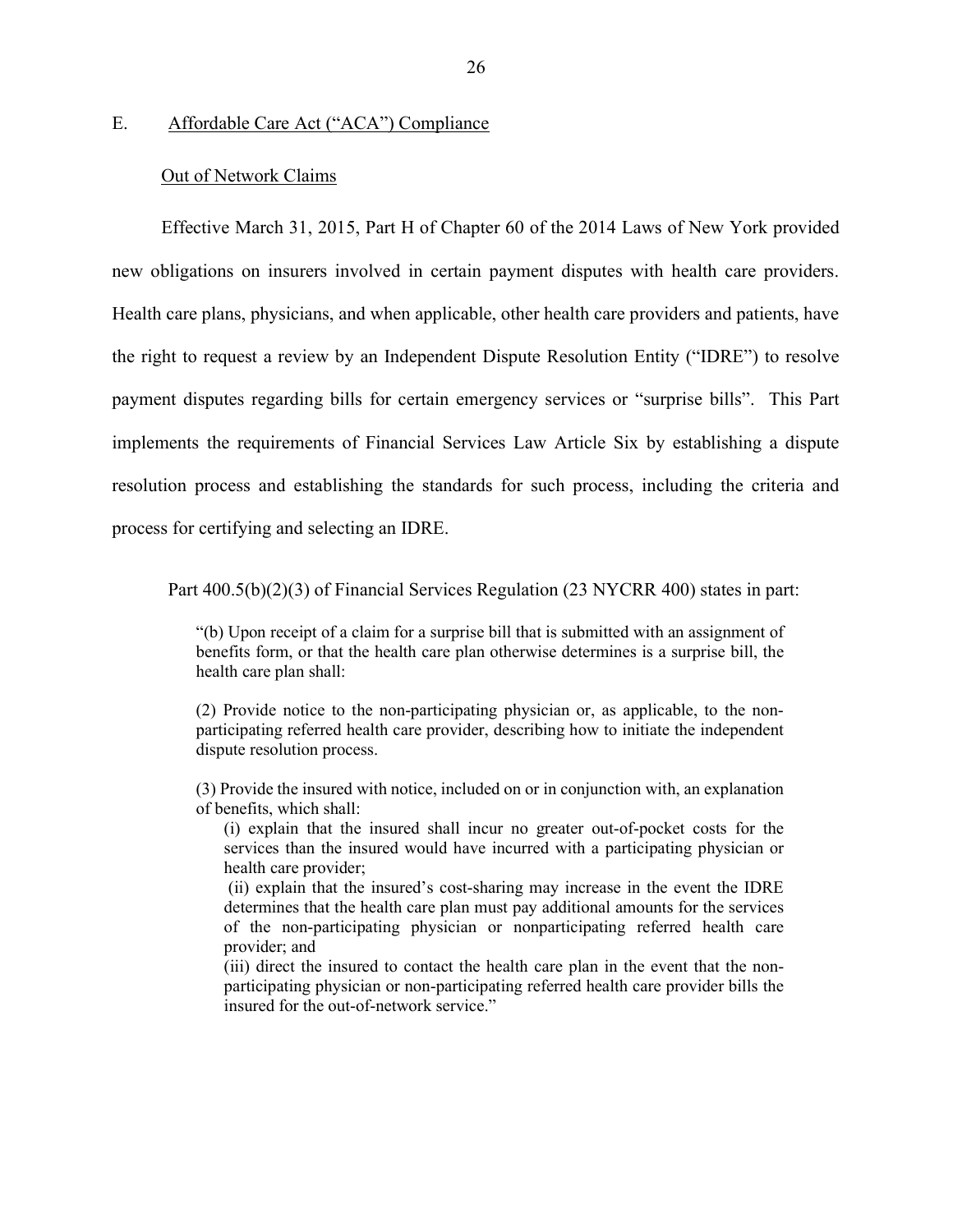## E. Affordable Care Act ("ACA") Compliance

### Out of Network Claims

Effective March 31, 2015, Part H of Chapter 60 of the 2014 Laws of New York provided new obligations on insurers involved in certain payment disputes with health care providers. Health care plans, physicians, and when applicable, other health care providers and patients, have the right to request a review by an Independent Dispute Resolution Entity ("IDRE") to resolve payment disputes regarding bills for certain emergency services or "surprise bills". This Part implements the requirements of Financial Services Law Article Six by establishing a dispute resolution process and establishing the standards for such process, including the criteria and process for certifying and selecting an IDRE.

Part 400.5(b)(2)(3) of Financial Services Regulation (23 NYCRR 400) states in part:

> "(b) Upon receipt of a claim for a surprise bill that is submitted with an assignment of benefits form, or that the health care plan otherwise determines is a surprise bill, the health care plan shall:
>
> (2) Provide notice to the non-participating physician or, as applicable, to the non-participating referred health care provider, describing how to initiate the independent dispute resolution process.
>
> (3) Provide the insured with notice, included on or in conjunction with, an explanation of benefits, which shall:
>
> (i) explain that the insured shall incur no greater out-of-pocket costs for the services than the insured would have incurred with a participating physician or health care provider;
>
> (ii) explain that the insured's cost-sharing may increase in the event the IDRE determines that the health care plan must pay additional amounts for the services of the non-participating physician or nonparticipating referred health care provider; and
>
> (iii) direct the insured to contact the health care plan in the event that the non-participating physician or non-participating referred health care provider bills the insured for the out-of-network service."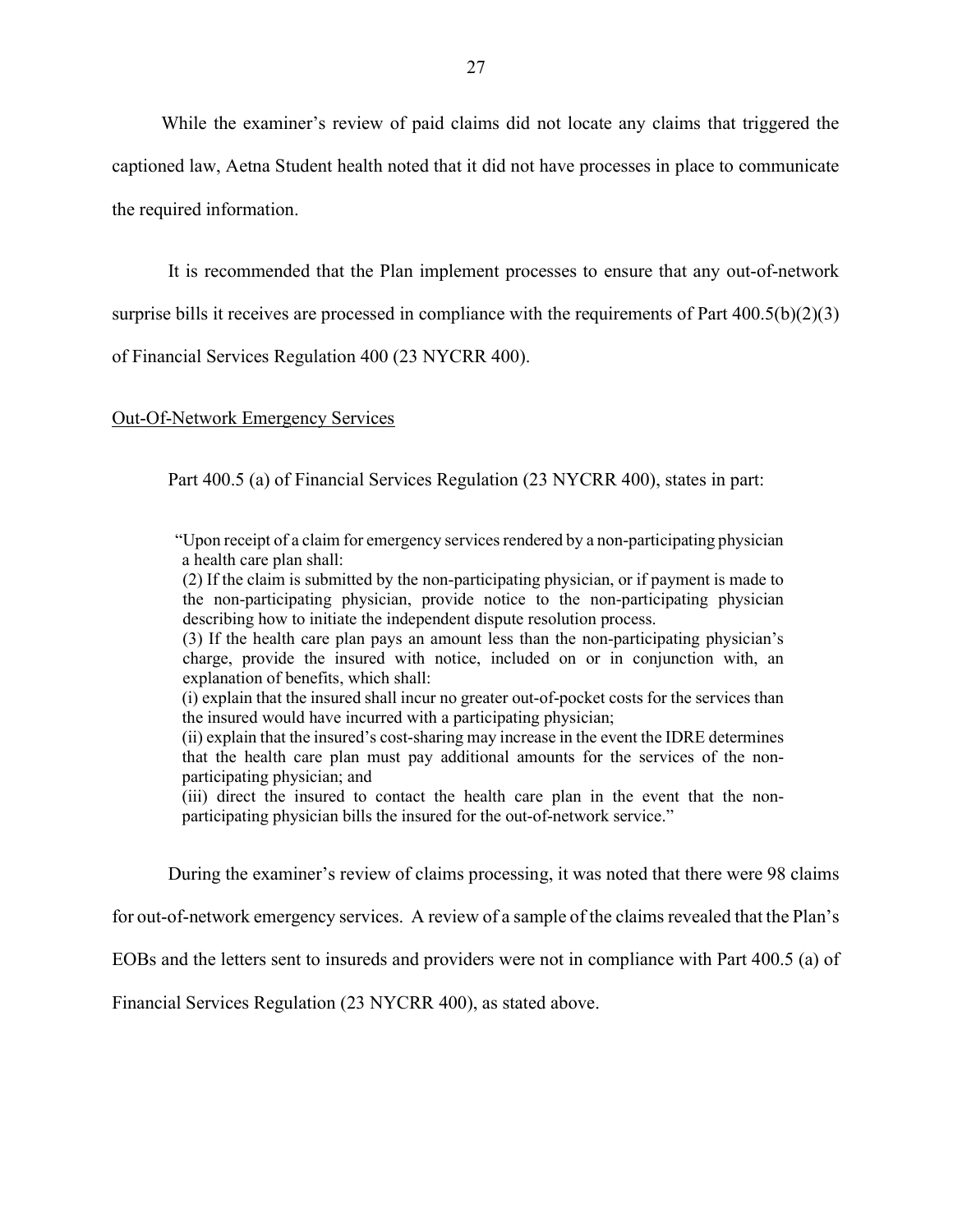While the examiner's review of paid claims did not locate any claims that triggered the captioned law, Aetna Student health noted that it did not have processes in place to communicate the required information.

It is recommended that the Plan implement processes to ensure that any out-of-network surprise bills it receives are processed in compliance with the requirements of Part 400.5(b)(2)(3) of Financial Services Regulation 400 (23 NYCRR 400).

<u>Out-Of-Network Emergency Services</u>

Part 400.5 (a) of Financial Services Regulation (23 NYCRR 400), states in part:

> "Upon receipt of a claim for emergency services rendered by a non-participating physician a health care plan shall:
>
> (2) If the claim is submitted by the non-participating physician, or if payment is made to the non-participating physician, provide notice to the non-participating physician describing how to initiate the independent dispute resolution process.
>
> (3) If the health care plan pays an amount less than the non-participating physician's charge, provide the insured with notice, included on or in conjunction with, an explanation of benefits, which shall:
>
> (i) explain that the insured shall incur no greater out-of-pocket costs for the services than the insured would have incurred with a participating physician;
>
> (ii) explain that the insured's cost-sharing may increase in the event the IDRE determines that the health care plan must pay additional amounts for the services of the non-participating physician; and
>
> (iii) direct the insured to contact the health care plan in the event that the non-participating physician bills the insured for the out-of-network service."

During the examiner's review of claims processing, it was noted that there were 98 claims for out-of-network emergency services. A review of a sample of the claims revealed that the Plan's EOBs and the letters sent to insureds and providers were not in compliance with Part 400.5 (a) of Financial Services Regulation (23 NYCRR 400), as stated above.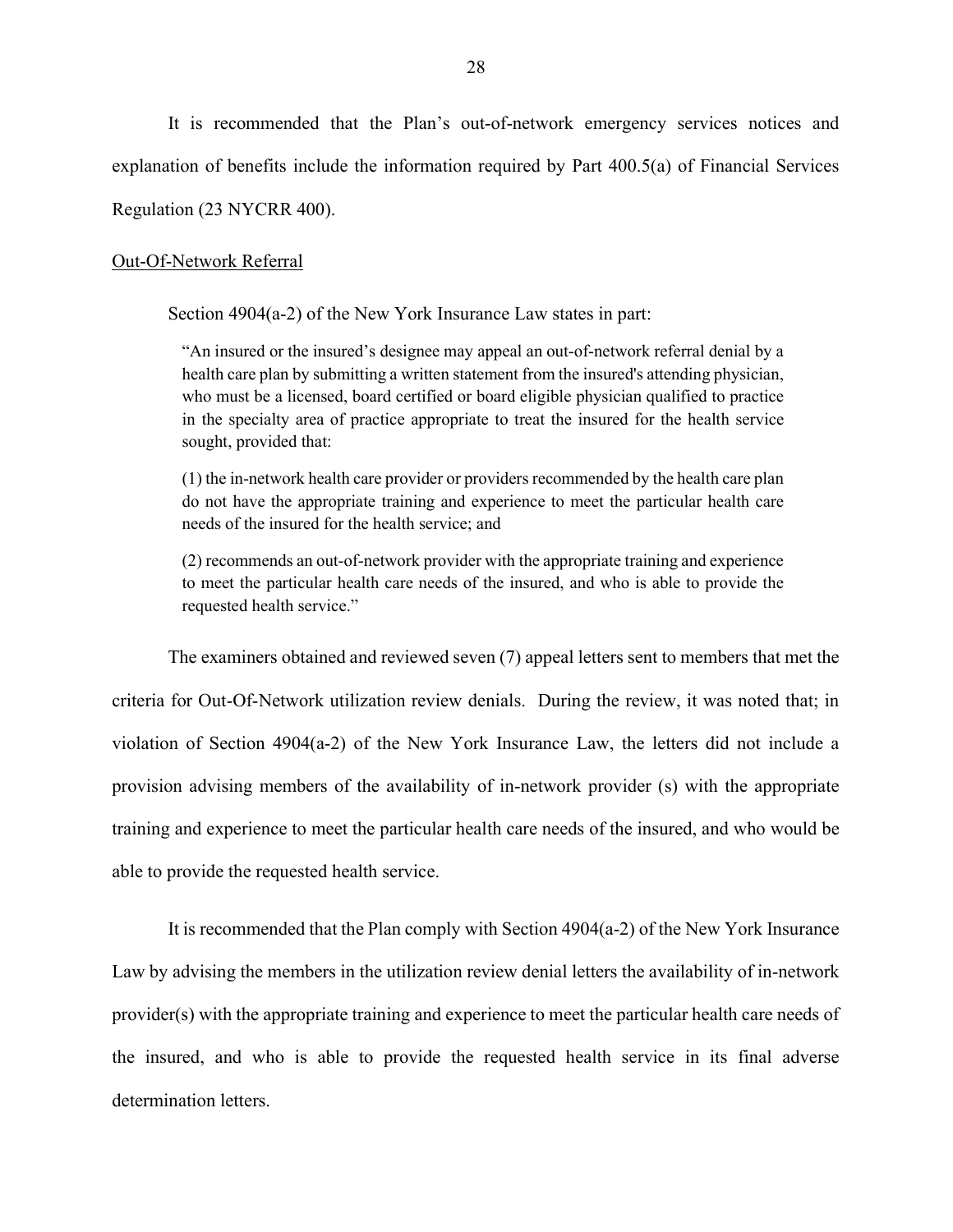It is recommended that the Plan's out-of-network emergency services notices and explanation of benefits include the information required by Part 400.5(a) of Financial Services Regulation (23 NYCRR 400).

Out-Of-Network Referral

Section 4904(a-2) of the New York Insurance Law states in part:

> "An insured or the insured's designee may appeal an out-of-network referral denial by a health care plan by submitting a written statement from the insured's attending physician, who must be a licensed, board certified or board eligible physician qualified to practice in the specialty area of practice appropriate to treat the insured for the health service sought, provided that:
>
> (1) the in-network health care provider or providers recommended by the health care plan do not have the appropriate training and experience to meet the particular health care needs of the insured for the health service; and
>
> (2) recommends an out-of-network provider with the appropriate training and experience to meet the particular health care needs of the insured, and who is able to provide the requested health service."

The examiners obtained and reviewed seven (7) appeal letters sent to members that met the criteria for Out-Of-Network utilization review denials. During the review, it was noted that; in violation of Section 4904(a-2) of the New York Insurance Law, the letters did not include a provision advising members of the availability of in-network provider (s) with the appropriate training and experience to meet the particular health care needs of the insured, and who would be able to provide the requested health service.

It is recommended that the Plan comply with Section 4904(a-2) of the New York Insurance Law by advising the members in the utilization review denial letters the availability of in-network provider(s) with the appropriate training and experience to meet the particular health care needs of the insured, and who is able to provide the requested health service in its final adverse determination letters.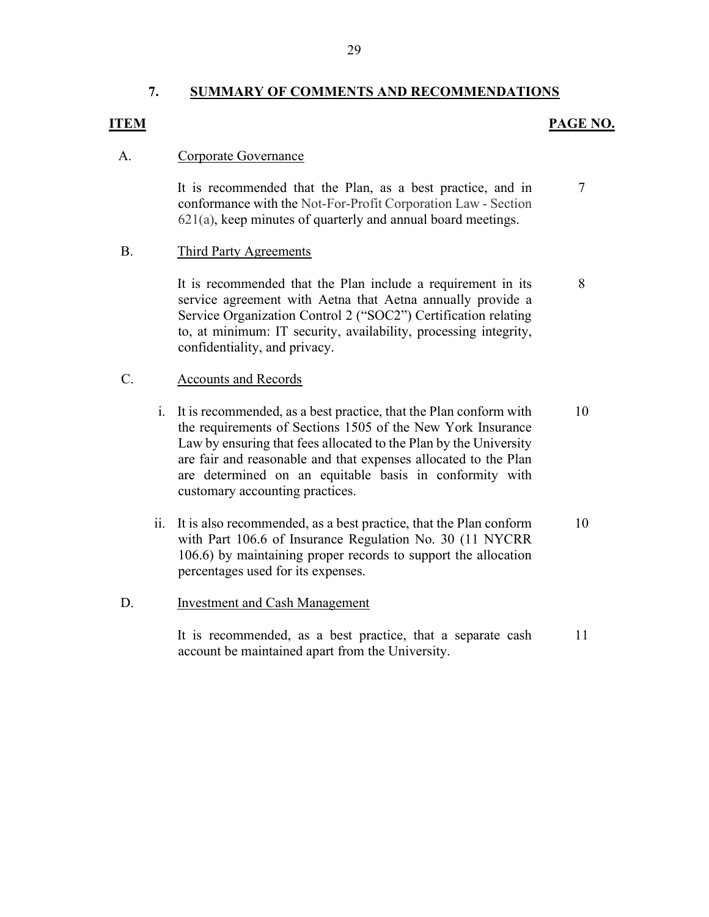## 7. SUMMARY OF COMMENTS AND RECOMMENDATIONS

| ITEM | | PAGE NO. |
|---|---|---|
| A. | Corporate Governance | |
| | It is recommended that the Plan, as a best practice, and in conformance with the Not-For-Profit Corporation Law - Section 621(a), keep minutes of quarterly and annual board meetings. | 7 |
| B. | Third Party Agreements | |
| | It is recommended that the Plan include a requirement in its service agreement with Aetna that Aetna annually provide a Service Organization Control 2 ("SOC2") Certification relating to, at minimum: IT security, availability, processing integrity, confidentiality, and privacy. | 8 |
| C. | Accounts and Records | |
| | i. It is recommended, as a best practice, that the Plan conform with the requirements of Sections 1505 of the New York Insurance Law by ensuring that fees allocated to the Plan by the University are fair and reasonable and that expenses allocated to the Plan are determined on an equitable basis in conformity with customary accounting practices. | 10 |
| | ii. It is also recommended, as a best practice, that the Plan conform with Part 106.6 of Insurance Regulation No. 30 (11 NYCRR 106.6) by maintaining proper records to support the allocation percentages used for its expenses. | 10 |
| D. | Investment and Cash Management | |
| | It is recommended, as a best practice, that a separate cash account be maintained apart from the University. | 11 |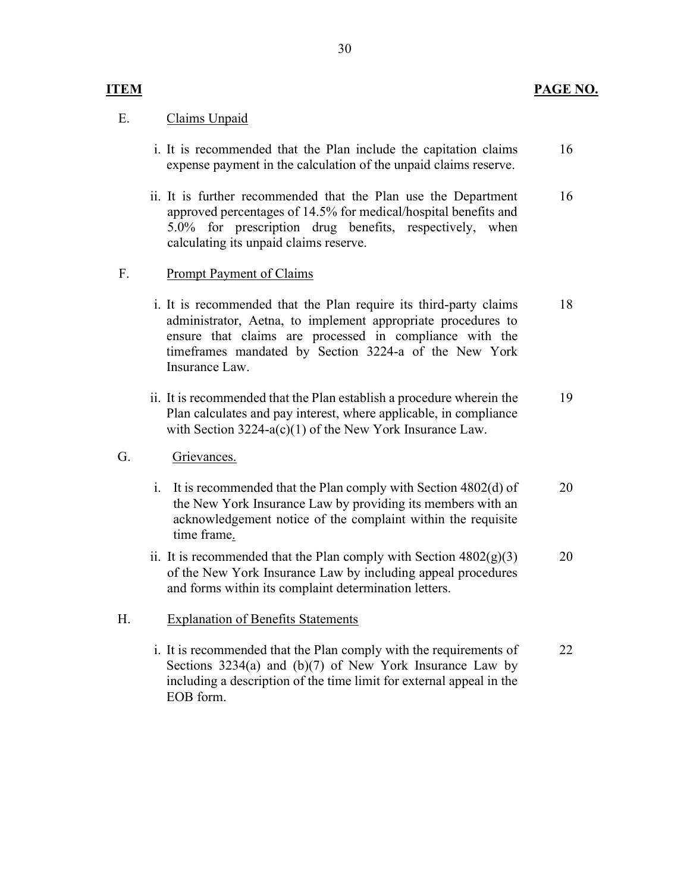| ITEM | | PAGE NO. |
|---|---|---|
| E. | Claims Unpaid | |
| | i. It is recommended that the Plan include the capitation claims expense payment in the calculation of the unpaid claims reserve. | 16 |
| | ii. It is further recommended that the Plan use the Department approved percentages of 14.5% for medical/hospital benefits and 5.0% for prescription drug benefits, respectively, when calculating its unpaid claims reserve. | 16 |
| F. | Prompt Payment of Claims | |
| | i. It is recommended that the Plan require its third-party claims administrator, Aetna, to implement appropriate procedures to ensure that claims are processed in compliance with the timeframes mandated by Section 3224-a of the New York Insurance Law. | 18 |
| | ii. It is recommended that the Plan establish a procedure wherein the Plan calculates and pay interest, where applicable, in compliance with Section 3224-a(c)(1) of the New York Insurance Law. | 19 |
| G. | Grievances. | |
| | i. It is recommended that the Plan comply with Section 4802(d) of the New York Insurance Law by providing its members with an acknowledgement notice of the complaint within the requisite time frame. | 20 |
| | ii. It is recommended that the Plan comply with Section 4802(g)(3) of the New York Insurance Law by including appeal procedures and forms within its complaint determination letters. | 20 |
| H. | Explanation of Benefits Statements | |
| | i. It is recommended that the Plan comply with the requirements of Sections 3234(a) and (b)(7) of New York Insurance Law by including a description of the time limit for external appeal in the EOB form. | 22 |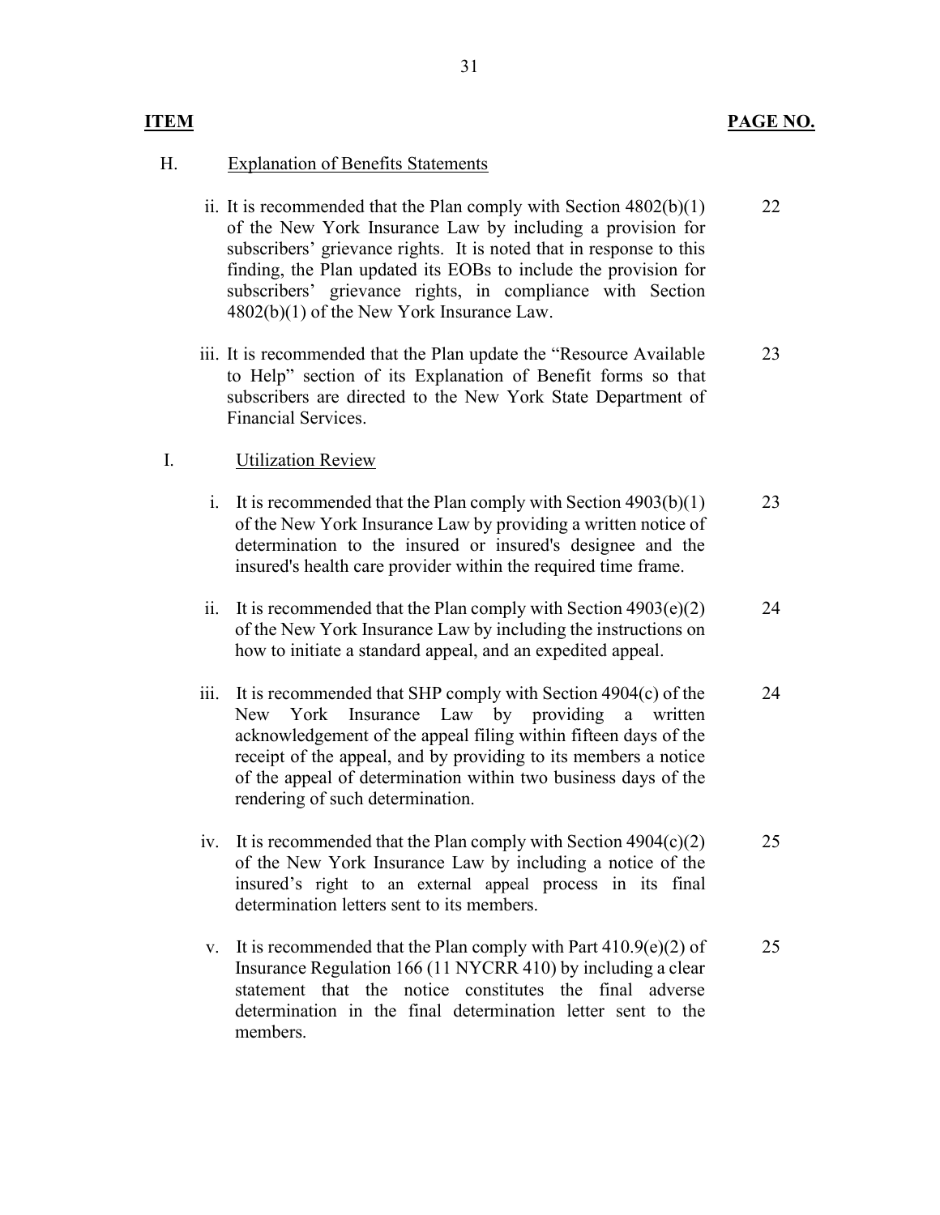| ITEM | | PAGE NO. |
|---|---|---|
| H. | Explanation of Benefits Statements | |
| | ii. It is recommended that the Plan comply with Section 4802(b)(1) of the New York Insurance Law by including a provision for subscribers' grievance rights. It is noted that in response to this finding, the Plan updated its EOBs to include the provision for subscribers' grievance rights, in compliance with Section 4802(b)(1) of the New York Insurance Law. | 22 |
| | iii. It is recommended that the Plan update the "Resource Available to Help" section of its Explanation of Benefit forms so that subscribers are directed to the New York State Department of Financial Services. | 23 |
| I. | Utilization Review | |
| | i. It is recommended that the Plan comply with Section 4903(b)(1) of the New York Insurance Law by providing a written notice of determination to the insured or insured's designee and the insured's health care provider within the required time frame. | 23 |
| | ii. It is recommended that the Plan comply with Section 4903(e)(2) of the New York Insurance Law by including the instructions on how to initiate a standard appeal, and an expedited appeal. | 24 |
| | iii. It is recommended that SHP comply with Section 4904(c) of the New York Insurance Law by providing a written acknowledgement of the appeal filing within fifteen days of the receipt of the appeal, and by providing to its members a notice of the appeal of determination within two business days of the rendering of such determination. | 24 |
| | iv. It is recommended that the Plan comply with Section 4904(c)(2) of the New York Insurance Law by including a notice of the insured's right to an external appeal process in its final determination letters sent to its members. | 25 |
| | v. It is recommended that the Plan comply with Part 410.9(e)(2) of Insurance Regulation 166 (11 NYCRR 410) by including a clear statement that the notice constitutes the final adverse determination in the final determination letter sent to the members. | 25 |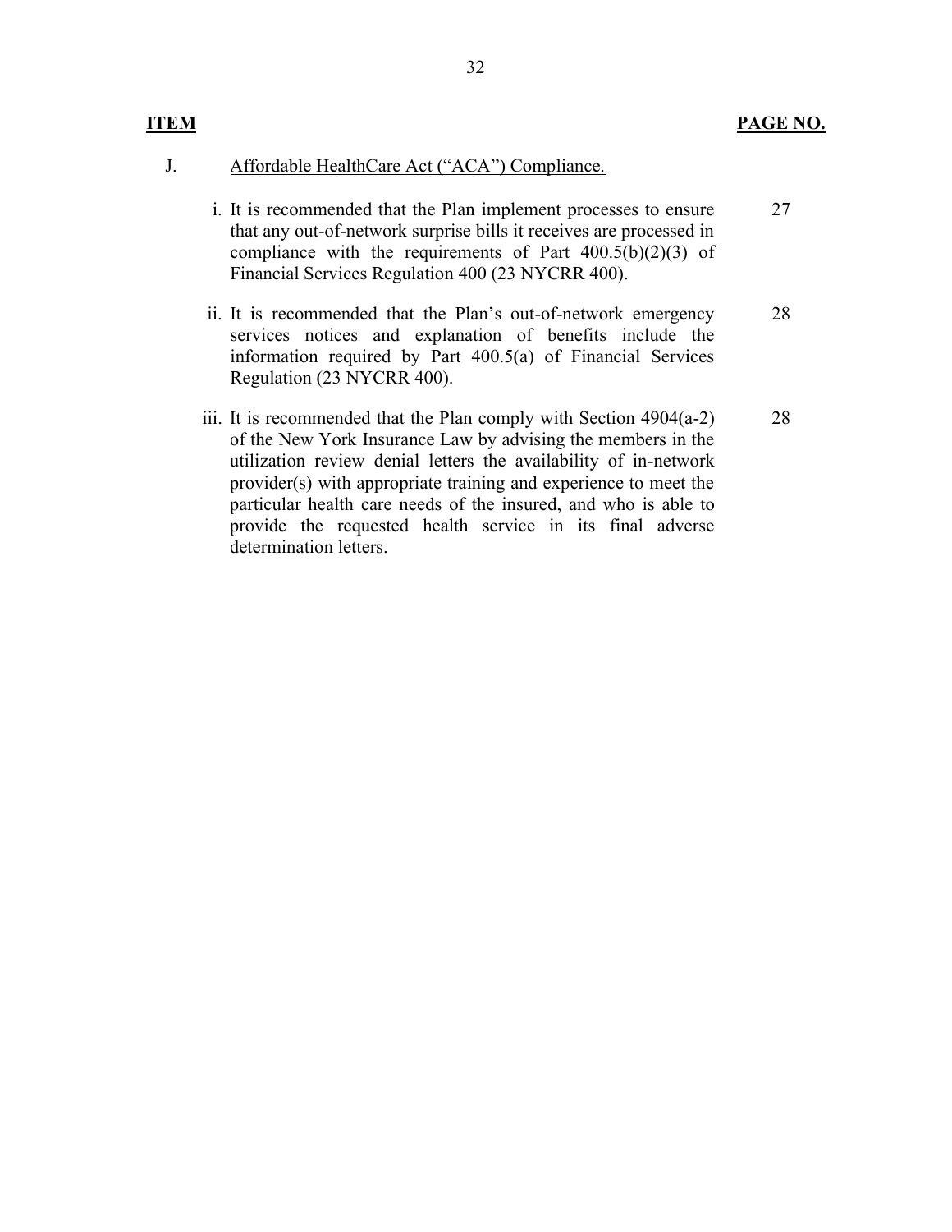| **ITEM** | | **PAGE NO.** |
|---|---|---|
| J. | Affordable HealthCare Act ("ACA") Compliance. | |
| | i. It is recommended that the Plan implement processes to ensure that any out-of-network surprise bills it receives are processed in compliance with the requirements of Part 400.5(b)(2)(3) of Financial Services Regulation 400 (23 NYCRR 400). | 27 |
| | ii. It is recommended that the Plan's out-of-network emergency services notices and explanation of benefits include the information required by Part 400.5(a) of Financial Services Regulation (23 NYCRR 400). | 28 |
| | iii. It is recommended that the Plan comply with Section 4904(a-2) of the New York Insurance Law by advising the members in the utilization review denial letters the availability of in-network provider(s) with appropriate training and experience to meet the particular health care needs of the insured, and who is able to provide the requested health service in its final adverse determination letters. | 28 |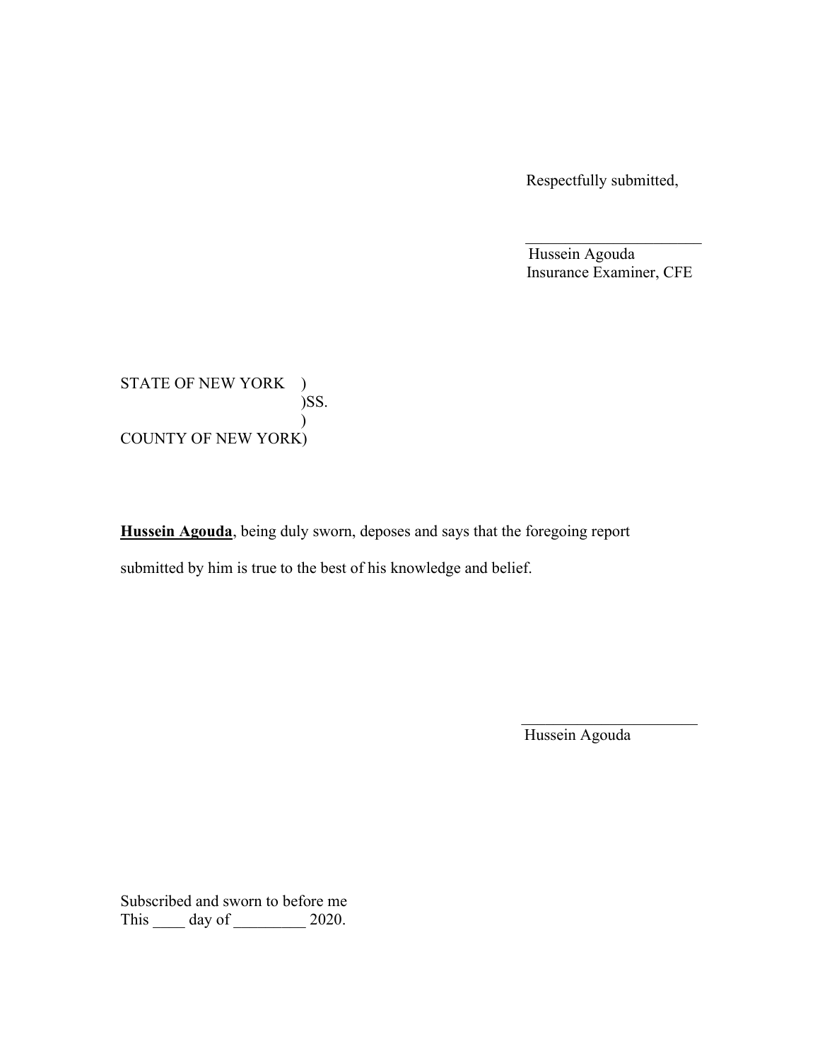Respectfully submitted,

\_\_\_\_\_\_\_\_\_\_\_\_\_\_\_\_\_\_\_\_\_\_

Hussein Agouda
Insurance Examiner, CFE

STATE OF NEW YORK )
)SS.
)
COUNTY OF NEW YORK)

**Hussein Agouda**, being duly sworn, deposes and says that the foregoing report submitted by him is true to the best of his knowledge and belief.

\_\_\_\_\_\_\_\_\_\_\_\_\_\_\_\_\_\_\_\_\_\_

Hussein Agouda

Subscribed and sworn to before me
This ____ day of _________ 2020.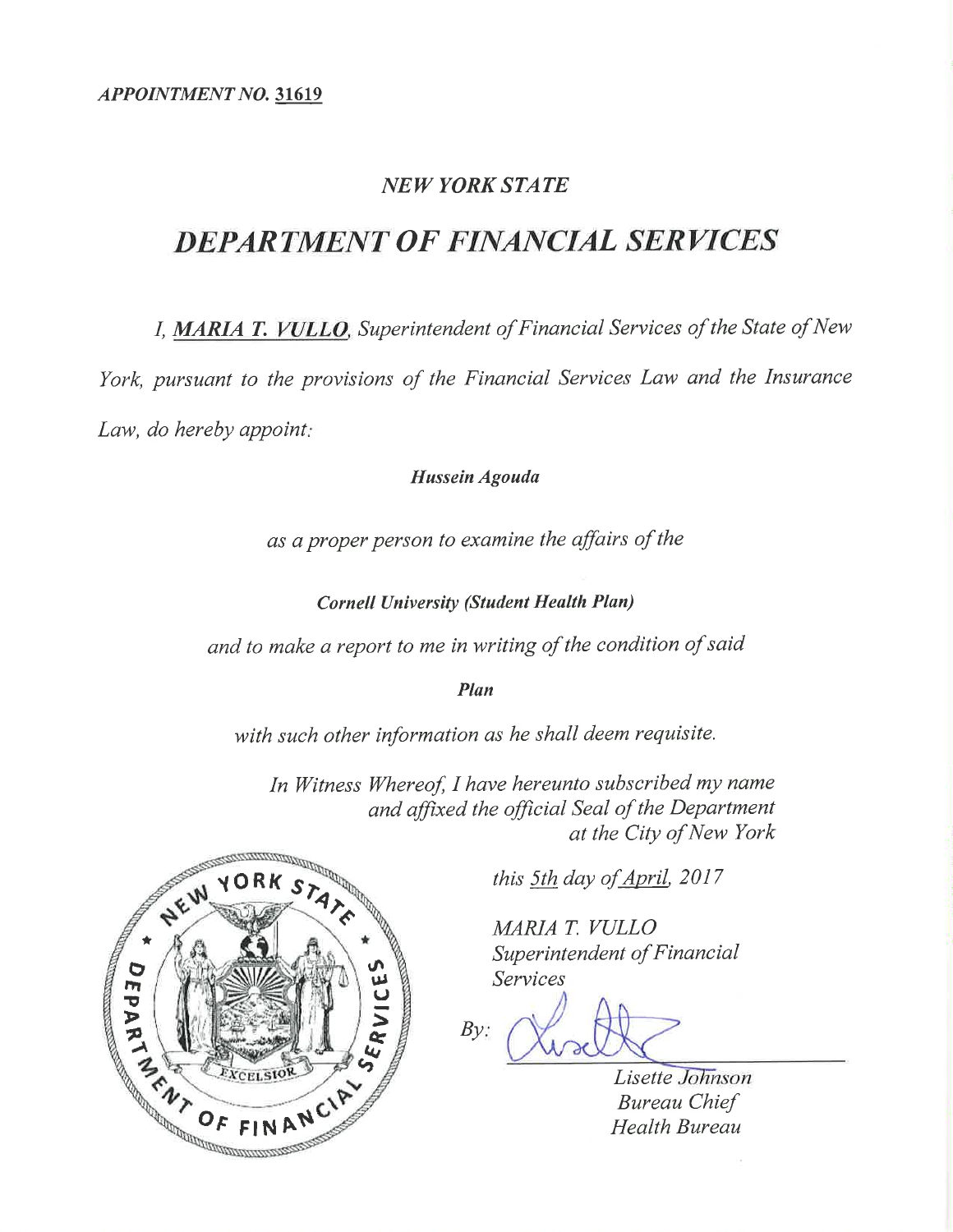*APPOINTMENT NO.* <u>**31619**</u>

*NEW YORK STATE*

# *DEPARTMENT OF FINANCIAL SERVICES*

*I,* ***<u>MARIA T. VULLO</u>****, Superintendent of Financial Services of the State of New York, pursuant to the provisions of the Financial Services Law and the Insurance Law, do hereby appoint:*

***Hussein Agouda***

*as a proper person to examine the affairs of the*

***Cornell University (Student Health Plan)***

*and to make a report to me in writing of the condition of said*

***Plan***

*with such other information as he shall deem requisite.*

*In Witness Whereof, I have hereunto subscribed my name and affixed the official Seal of the Department at the City of New York*

*this <u>5th</u> day of <u>April</u>, 2017*

*MARIA T. VULLO*
*Superintendent of Financial Services*

*By:*

*Lisette Johnson*
*Bureau Chief*
*Health Bureau*